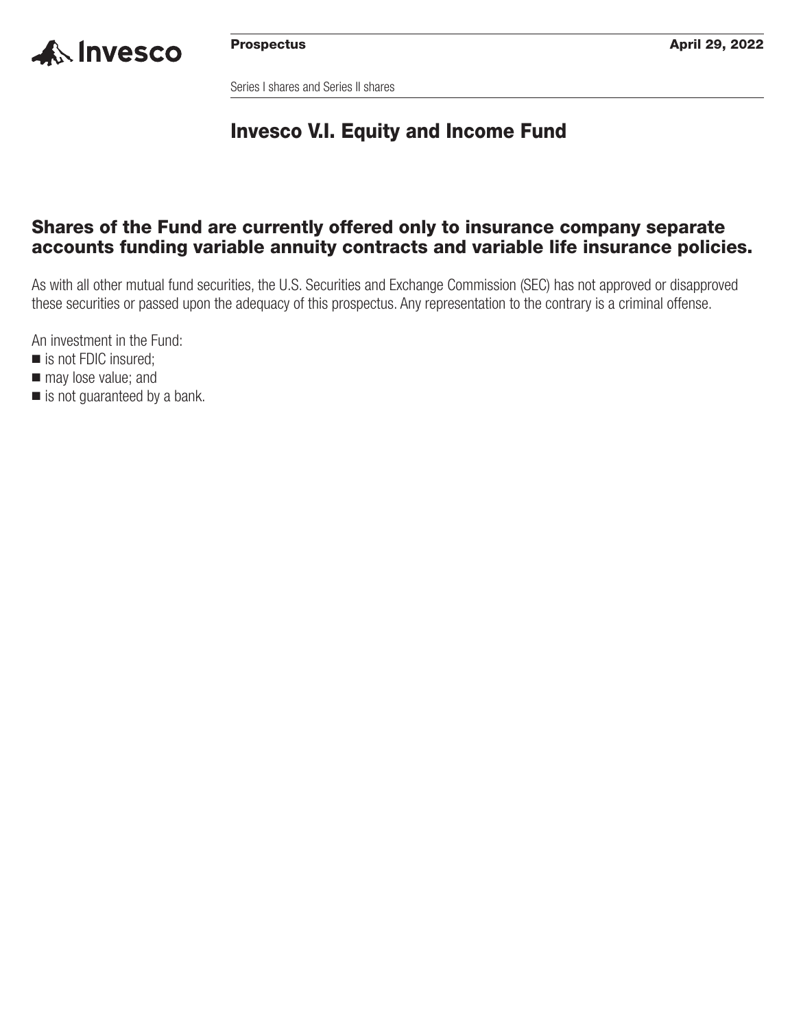Invesco

**Prospectus** **April 29, 2022**

Series I shares and Series II shares

# Invesco V.I. Equity and Income Fund

## Shares of the Fund are currently offered only to insurance company separate accounts funding variable annuity contracts and variable life insurance policies.

As with all other mutual fund securities, the U.S. Securities and Exchange Commission (SEC) has not approved or disapproved these securities or passed upon the adequacy of this prospectus. Any representation to the contrary is a criminal offense.

An investment in the Fund:

- is not FDIC insured;
- may lose value; and
- is not guaranteed by a bank.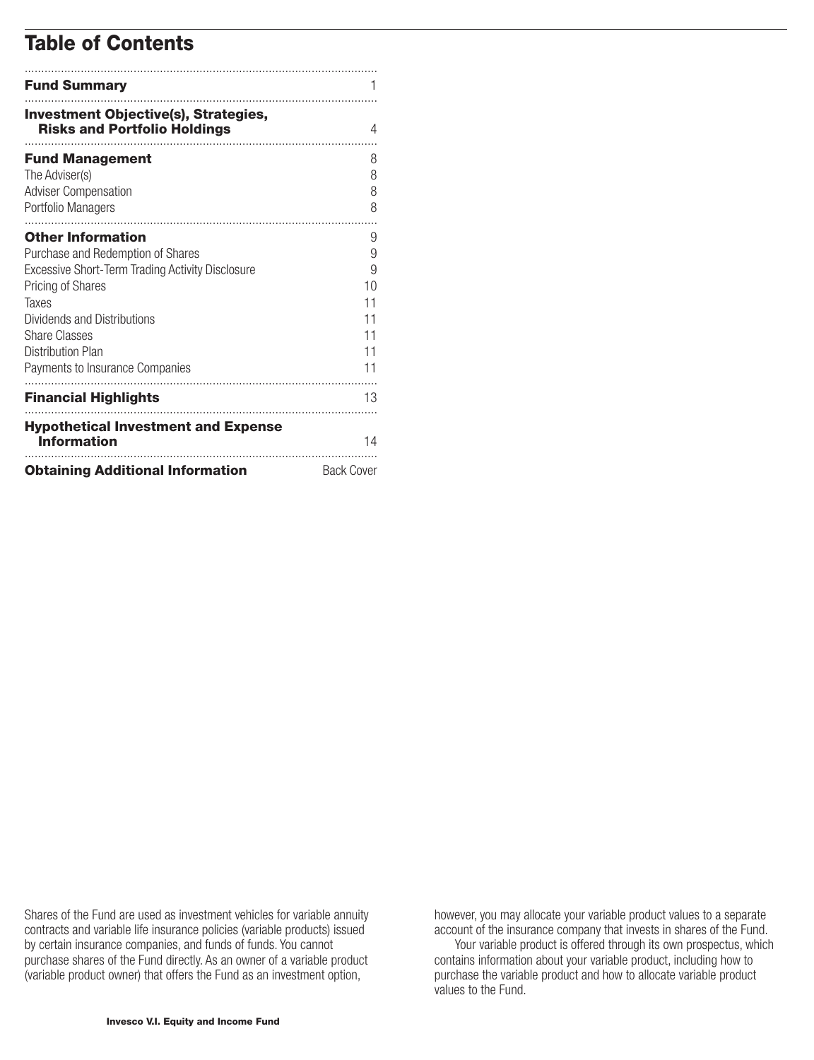# Table of Contents

| | |
|---|---|
| **Fund Summary** | 1 |
| **Investment Objective(s), Strategies, Risks and Portfolio Holdings** | 4 |
| **Fund Management** | 8 |
| The Adviser(s) | 8 |
| Adviser Compensation | 8 |
| Portfolio Managers | 8 |
| **Other Information** | 9 |
| Purchase and Redemption of Shares | 9 |
| Excessive Short-Term Trading Activity Disclosure | 9 |
| Pricing of Shares | 10 |
| Taxes | 11 |
| Dividends and Distributions | 11 |
| Share Classes | 11 |
| Distribution Plan | 11 |
| Payments to Insurance Companies | 11 |
| **Financial Highlights** | 13 |
| **Hypothetical Investment and Expense Information** | 14 |
| **Obtaining Additional Information** | Back Cover |

Shares of the Fund are used as investment vehicles for variable annuity contracts and variable life insurance policies (variable products) issued by certain insurance companies, and funds of funds. You cannot purchase shares of the Fund directly. As an owner of a variable product (variable product owner) that offers the Fund as an investment option, however, you may allocate your variable product values to a separate account of the insurance company that invests in shares of the Fund.

Your variable product is offered through its own prospectus, which contains information about your variable product, including how to purchase the variable product and how to allocate variable product values to the Fund.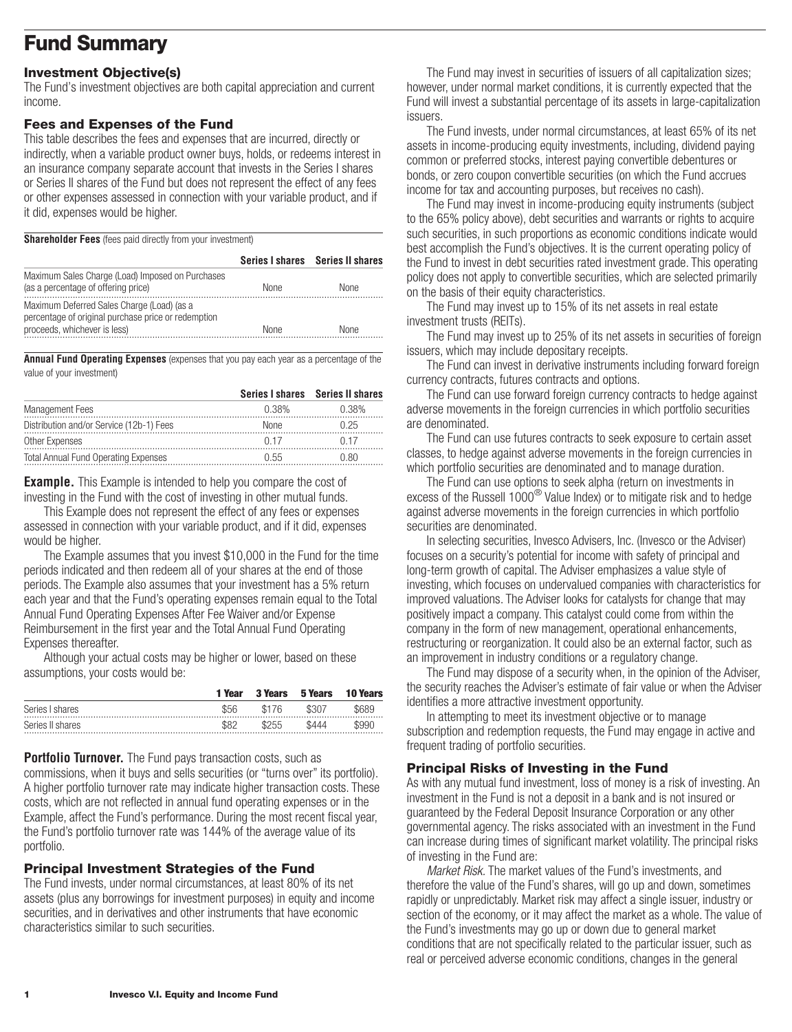# Fund Summary

## Investment Objective(s)

The Fund's investment objectives are both capital appreciation and current income.

## Fees and Expenses of the Fund

This table describes the fees and expenses that are incurred, directly or indirectly, when a variable product owner buys, holds, or redeems interest in an insurance company separate account that invests in the Series I shares or Series II shares of the Fund but does not represent the effect of any fees or other expenses assessed in connection with your variable product, and if it did, expenses would be higher.

**Shareholder Fees** (fees paid directly from your investment)

| | Series I shares | Series II shares |
|---|---|---|
| Maximum Sales Charge (Load) Imposed on Purchases (as a percentage of offering price) | None | None |
| Maximum Deferred Sales Charge (Load) (as a percentage of original purchase price or redemption proceeds, whichever is less) | None | None |

**Annual Fund Operating Expenses** (expenses that you pay each year as a percentage of the value of your investment)

| | Series I shares | Series II shares |
|---|---|---|
| Management Fees | 0.38% | 0.38% |
| Distribution and/or Service (12b-1) Fees | None | 0.25 |
| Other Expenses | 0.17 | 0.17 |
| Total Annual Fund Operating Expenses | 0.55 | 0.80 |

**Example.** This Example is intended to help you compare the cost of investing in the Fund with the cost of investing in other mutual funds.

This Example does not represent the effect of any fees or expenses assessed in connection with your variable product, and if it did, expenses would be higher.

The Example assumes that you invest $10,000 in the Fund for the time periods indicated and then redeem all of your shares at the end of those periods. The Example also assumes that your investment has a 5% return each year and that the Fund's operating expenses remain equal to the Total Annual Fund Operating Expenses After Fee Waiver and/or Expense Reimbursement in the first year and the Total Annual Fund Operating Expenses thereafter.

Although your actual costs may be higher or lower, based on these assumptions, your costs would be:

| | 1 Year | 3 Years | 5 Years | 10 Years |
|---|---|---|---|---|
| Series I shares | $56 | $176 | $307 | $689 |
| Series II shares | $82 | $255 | $444 | $990 |

**Portfolio Turnover.** The Fund pays transaction costs, such as commissions, when it buys and sells securities (or "turns over" its portfolio). A higher portfolio turnover rate may indicate higher transaction costs. These costs, which are not reflected in annual fund operating expenses or in the Example, affect the Fund's performance. During the most recent fiscal year, the Fund's portfolio turnover rate was 144% of the average value of its portfolio.

## Principal Investment Strategies of the Fund

The Fund invests, under normal circumstances, at least 80% of its net assets (plus any borrowings for investment purposes) in equity and income securities, and in derivatives and other instruments that have economic characteristics similar to such securities.

The Fund may invest in securities of issuers of all capitalization sizes; however, under normal market conditions, it is currently expected that the Fund will invest a substantial percentage of its assets in large-capitalization issuers.

The Fund invests, under normal circumstances, at least 65% of its net assets in income-producing equity investments, including, dividend paying common or preferred stocks, interest paying convertible debentures or bonds, or zero coupon convertible securities (on which the Fund accrues income for tax and accounting purposes, but receives no cash).

The Fund may invest in income-producing equity instruments (subject to the 65% policy above), debt securities and warrants or rights to acquire such securities, in such proportions as economic conditions indicate would best accomplish the Fund's objectives. It is the current operating policy of the Fund to invest in debt securities rated investment grade. This operating policy does not apply to convertible securities, which are selected primarily on the basis of their equity characteristics.

The Fund may invest up to 15% of its net assets in real estate investment trusts (REITs).

The Fund may invest up to 25% of its net assets in securities of foreign issuers, which may include depositary receipts.

The Fund can invest in derivative instruments including forward foreign currency contracts, futures contracts and options.

The Fund can use forward foreign currency contracts to hedge against adverse movements in the foreign currencies in which portfolio securities are denominated.

The Fund can use futures contracts to seek exposure to certain asset classes, to hedge against adverse movements in the foreign currencies in which portfolio securities are denominated and to manage duration.

The Fund can use options to seek alpha (return on investments in excess of the Russell 1000® Value Index) or to mitigate risk and to hedge against adverse movements in the foreign currencies in which portfolio securities are denominated.

In selecting securities, Invesco Advisers, Inc. (Invesco or the Adviser) focuses on a security's potential for income with safety of principal and long-term growth of capital. The Adviser emphasizes a value style of investing, which focuses on undervalued companies with characteristics for improved valuations. The Adviser looks for catalysts for change that may positively impact a company. This catalyst could come from within the company in the form of new management, operational enhancements, restructuring or reorganization. It could also be an external factor, such as an improvement in industry conditions or a regulatory change.

The Fund may dispose of a security when, in the opinion of the Adviser, the security reaches the Adviser's estimate of fair value or when the Adviser identifies a more attractive investment opportunity.

In attempting to meet its investment objective or to manage subscription and redemption requests, the Fund may engage in active and frequent trading of portfolio securities.

## Principal Risks of Investing in the Fund

As with any mutual fund investment, loss of money is a risk of investing. An investment in the Fund is not a deposit in a bank and is not insured or guaranteed by the Federal Deposit Insurance Corporation or any other governmental agency. The risks associated with an investment in the Fund can increase during times of significant market volatility. The principal risks of investing in the Fund are:

*Market Risk.* The market values of the Fund's investments, and therefore the value of the Fund's shares, will go up and down, sometimes rapidly or unpredictably. Market risk may affect a single issuer, industry or section of the economy, or it may affect the market as a whole. The value of the Fund's investments may go up or down due to general market conditions that are not specifically related to the particular issuer, such as real or perceived adverse economic conditions, changes in the general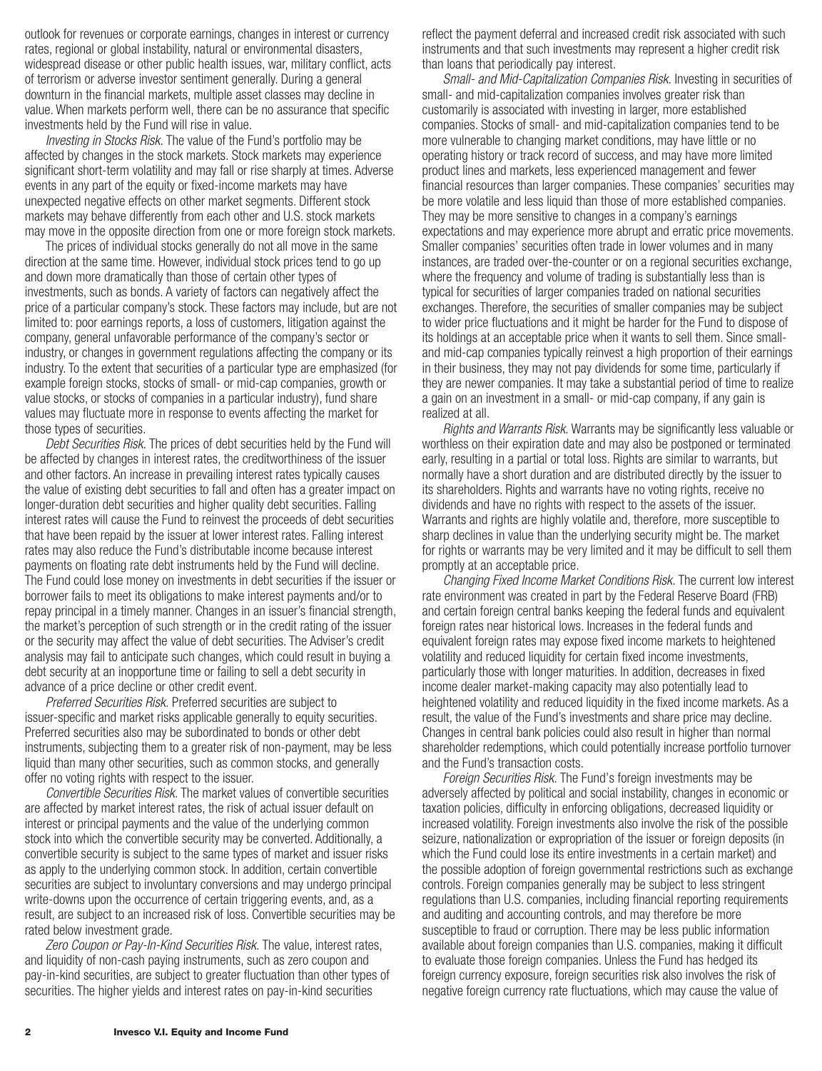outlook for revenues or corporate earnings, changes in interest or currency rates, regional or global instability, natural or environmental disasters, widespread disease or other public health issues, war, military conflict, acts of terrorism or adverse investor sentiment generally. During a general downturn in the financial markets, multiple asset classes may decline in value. When markets perform well, there can be no assurance that specific investments held by the Fund will rise in value.

*Investing in Stocks Risk.* The value of the Fund's portfolio may be affected by changes in the stock markets. Stock markets may experience significant short-term volatility and may fall or rise sharply at times. Adverse events in any part of the equity or fixed-income markets may have unexpected negative effects on other market segments. Different stock markets may behave differently from each other and U.S. stock markets may move in the opposite direction from one or more foreign stock markets.

The prices of individual stocks generally do not all move in the same direction at the same time. However, individual stock prices tend to go up and down more dramatically than those of certain other types of investments, such as bonds. A variety of factors can negatively affect the price of a particular company's stock. These factors may include, but are not limited to: poor earnings reports, a loss of customers, litigation against the company, general unfavorable performance of the company's sector or industry, or changes in government regulations affecting the company or its industry. To the extent that securities of a particular type are emphasized (for example foreign stocks, stocks of small- or mid-cap companies, growth or value stocks, or stocks of companies in a particular industry), fund share values may fluctuate more in response to events affecting the market for those types of securities.

*Debt Securities Risk.* The prices of debt securities held by the Fund will be affected by changes in interest rates, the creditworthiness of the issuer and other factors. An increase in prevailing interest rates typically causes the value of existing debt securities to fall and often has a greater impact on longer-duration debt securities and higher quality debt securities. Falling interest rates will cause the Fund to reinvest the proceeds of debt securities that have been repaid by the issuer at lower interest rates. Falling interest rates may also reduce the Fund's distributable income because interest payments on floating rate debt instruments held by the Fund will decline. The Fund could lose money on investments in debt securities if the issuer or borrower fails to meet its obligations to make interest payments and/or to repay principal in a timely manner. Changes in an issuer's financial strength, the market's perception of such strength or in the credit rating of the issuer or the security may affect the value of debt securities. The Adviser's credit analysis may fail to anticipate such changes, which could result in buying a debt security at an inopportune time or failing to sell a debt security in advance of a price decline or other credit event.

*Preferred Securities Risk.* Preferred securities are subject to issuer-specific and market risks applicable generally to equity securities. Preferred securities also may be subordinated to bonds or other debt instruments, subjecting them to a greater risk of non-payment, may be less liquid than many other securities, such as common stocks, and generally offer no voting rights with respect to the issuer.

*Convertible Securities Risk.* The market values of convertible securities are affected by market interest rates, the risk of actual issuer default on interest or principal payments and the value of the underlying common stock into which the convertible security may be converted. Additionally, a convertible security is subject to the same types of market and issuer risks as apply to the underlying common stock. In addition, certain convertible securities are subject to involuntary conversions and may undergo principal write-downs upon the occurrence of certain triggering events, and, as a result, are subject to an increased risk of loss. Convertible securities may be rated below investment grade.

*Zero Coupon or Pay-In-Kind Securities Risk.* The value, interest rates, and liquidity of non-cash paying instruments, such as zero coupon and pay-in-kind securities, are subject to greater fluctuation than other types of securities. The higher yields and interest rates on pay-in-kind securities reflect the payment deferral and increased credit risk associated with such instruments and that such investments may represent a higher credit risk than loans that periodically pay interest.

*Small- and Mid-Capitalization Companies Risk.* Investing in securities of small- and mid-capitalization companies involves greater risk than customarily is associated with investing in larger, more established companies. Stocks of small- and mid-capitalization companies tend to be more vulnerable to changing market conditions, may have little or no operating history or track record of success, and may have more limited product lines and markets, less experienced management and fewer financial resources than larger companies. These companies' securities may be more volatile and less liquid than those of more established companies. They may be more sensitive to changes in a company's earnings expectations and may experience more abrupt and erratic price movements. Smaller companies' securities often trade in lower volumes and in many instances, are traded over-the-counter or on a regional securities exchange, where the frequency and volume of trading is substantially less than is typical for securities of larger companies traded on national securities exchanges. Therefore, the securities of smaller companies may be subject to wider price fluctuations and it might be harder for the Fund to dispose of its holdings at an acceptable price when it wants to sell them. Since small- and mid-cap companies typically reinvest a high proportion of their earnings in their business, they may not pay dividends for some time, particularly if they are newer companies. It may take a substantial period of time to realize a gain on an investment in a small- or mid-cap company, if any gain is realized at all.

*Rights and Warrants Risk.* Warrants may be significantly less valuable or worthless on their expiration date and may also be postponed or terminated early, resulting in a partial or total loss. Rights are similar to warrants, but normally have a short duration and are distributed directly by the issuer to its shareholders. Rights and warrants have no voting rights, receive no dividends and have no rights with respect to the assets of the issuer. Warrants and rights are highly volatile and, therefore, more susceptible to sharp declines in value than the underlying security might be. The market for rights or warrants may be very limited and it may be difficult to sell them promptly at an acceptable price.

*Changing Fixed Income Market Conditions Risk.* The current low interest rate environment was created in part by the Federal Reserve Board (FRB) and certain foreign central banks keeping the federal funds and equivalent foreign rates near historical lows. Increases in the federal funds and equivalent foreign rates may expose fixed income markets to heightened volatility and reduced liquidity for certain fixed income investments, particularly those with longer maturities. In addition, decreases in fixed income dealer market-making capacity may also potentially lead to heightened volatility and reduced liquidity in the fixed income markets. As a result, the value of the Fund's investments and share price may decline. Changes in central bank policies could also result in higher than normal shareholder redemptions, which could potentially increase portfolio turnover and the Fund's transaction costs.

*Foreign Securities Risk.* The Fund's foreign investments may be adversely affected by political and social instability, changes in economic or taxation policies, difficulty in enforcing obligations, decreased liquidity or increased volatility. Foreign investments also involve the risk of the possible seizure, nationalization or expropriation of the issuer or foreign deposits (in which the Fund could lose its entire investments in a certain market) and the possible adoption of foreign governmental restrictions such as exchange controls. Foreign companies generally may be subject to less stringent regulations than U.S. companies, including financial reporting requirements and auditing and accounting controls, and may therefore be more susceptible to fraud or corruption. There may be less public information available about foreign companies than U.S. companies, making it difficult to evaluate those foreign companies. Unless the Fund has hedged its foreign currency exposure, foreign securities risk also involves the risk of negative foreign currency rate fluctuations, which may cause the value of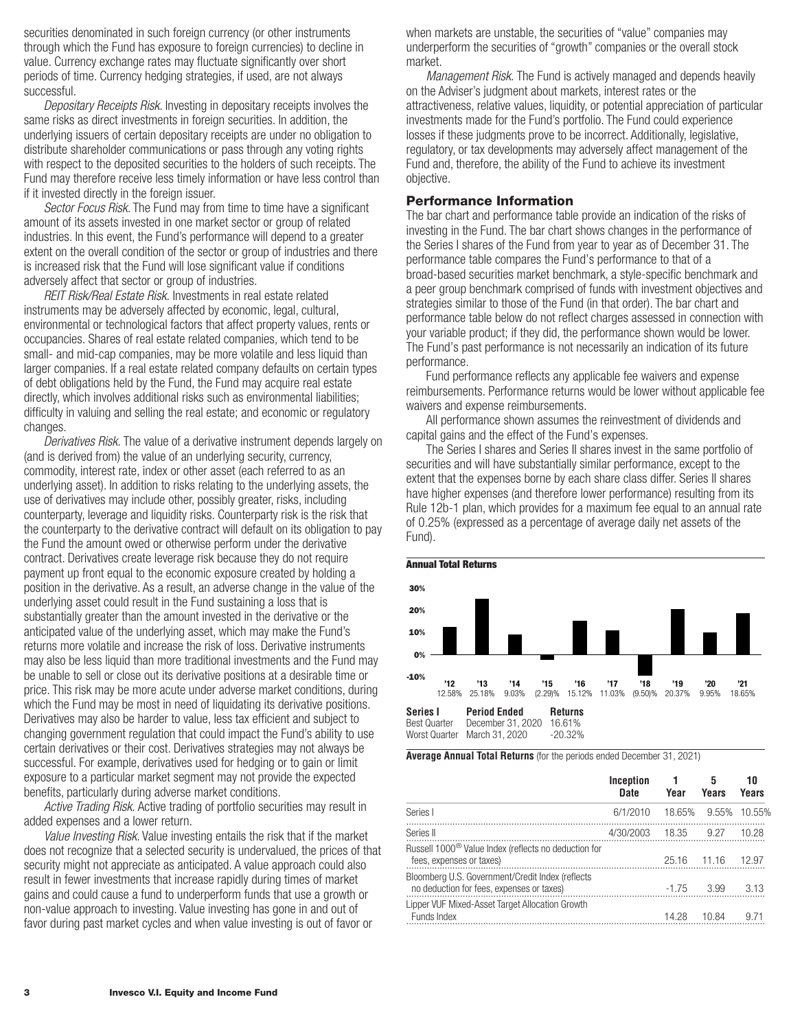securities denominated in such foreign currency (or other instruments through which the Fund has exposure to foreign currencies) to decline in value. Currency exchange rates may fluctuate significantly over short periods of time. Currency hedging strategies, if used, are not always successful.

*Depositary Receipts Risk.* Investing in depositary receipts involves the same risks as direct investments in foreign securities. In addition, the underlying issuers of certain depositary receipts are under no obligation to distribute shareholder communications or pass through any voting rights with respect to the deposited securities to the holders of such receipts. The Fund may therefore receive less timely information or have less control than if it invested directly in the foreign issuer.

*Sector Focus Risk.* The Fund may from time to time have a significant amount of its assets invested in one market sector or group of related industries. In this event, the Fund's performance will depend to a greater extent on the overall condition of the sector or group of industries and there is increased risk that the Fund will lose significant value if conditions adversely affect that sector or group of industries.

*REIT Risk/Real Estate Risk.* Investments in real estate related instruments may be adversely affected by economic, legal, cultural, environmental or technological factors that affect property values, rents or occupancies. Shares of real estate related companies, which tend to be small- and mid-cap companies, may be more volatile and less liquid than larger companies. If a real estate related company defaults on certain types of debt obligations held by the Fund, the Fund may acquire real estate directly, which involves additional risks such as environmental liabilities; difficulty in valuing and selling the real estate; and economic or regulatory changes.

*Derivatives Risk.* The value of a derivative instrument depends largely on (and is derived from) the value of an underlying security, currency, commodity, interest rate, index or other asset (each referred to as an underlying asset). In addition to risks relating to the underlying assets, the use of derivatives may include other, possibly greater, risks, including counterparty, leverage and liquidity risks. Counterparty risk is the risk that the counterparty to the derivative contract will default on its obligation to pay the Fund the amount owed or otherwise perform under the derivative contract. Derivatives create leverage risk because they do not require payment up front equal to the economic exposure created by holding a position in the derivative. As a result, an adverse change in the value of the underlying asset could result in the Fund sustaining a loss that is substantially greater than the amount invested in the derivative or the anticipated value of the underlying asset, which may make the Fund's returns more volatile and increase the risk of loss. Derivative instruments may also be less liquid than more traditional investments and the Fund may be unable to sell or close out its derivative positions at a desirable time or price. This risk may be more acute under adverse market conditions, during which the Fund may be most in need of liquidating its derivative positions. Derivatives may also be harder to value, less tax efficient and subject to changing government regulation that could impact the Fund's ability to use certain derivatives or their cost. Derivatives strategies may not always be successful. For example, derivatives used for hedging or to gain or limit exposure to a particular market segment may not provide the expected benefits, particularly during adverse market conditions.

*Active Trading Risk.* Active trading of portfolio securities may result in added expenses and a lower return.

*Value Investing Risk.* Value investing entails the risk that if the market does not recognize that a selected security is undervalued, the prices of that security might not appreciate as anticipated. A value approach could also result in fewer investments that increase rapidly during times of market gains and could cause a fund to underperform funds that use a growth or non-value approach to investing. Value investing has gone in and out of favor during past market cycles and when value investing is out of favor or when markets are unstable, the securities of "value" companies may underperform the securities of "growth" companies or the overall stock market.

*Management Risk.* The Fund is actively managed and depends heavily on the Adviser's judgment about markets, interest rates or the attractiveness, relative values, liquidity, or potential appreciation of particular investments made for the Fund's portfolio. The Fund could experience losses if these judgments prove to be incorrect. Additionally, legislative, regulatory, or tax developments may adversely affect management of the Fund and, therefore, the ability of the Fund to achieve its investment objective.

## Performance Information

The bar chart and performance table provide an indication of the risks of investing in the Fund. The bar chart shows changes in the performance of the Series I shares of the Fund from year to year as of December 31. The performance table compares the Fund's performance to that of a broad-based securities market benchmark, a style-specific benchmark and a peer group benchmark comprised of funds with investment objectives and strategies similar to those of the Fund (in that order). The bar chart and performance table below do not reflect charges assessed in connection with your variable product; if they did, the performance shown would be lower. The Fund's past performance is not necessarily an indication of its future performance.

Fund performance reflects any applicable fee waivers and expense reimbursements. Performance returns would be lower without applicable fee waivers and expense reimbursements.

All performance shown assumes the reinvestment of dividends and capital gains and the effect of the Fund's expenses.

The Series I shares and Series II shares invest in the same portfolio of securities and will have substantially similar performance, except to the extent that the expenses borne by each share class differ. Series II shares have higher expenses (and therefore lower performance) resulting from its Rule 12b-1 plan, which provides for a maximum fee equal to an annual rate of 0.25% (expressed as a percentage of average daily net assets of the Fund).

**Annual Total Returns**

| '12 | '13 | '14 | '15 | '16 | '17 | '18 | '19 | '20 | '21 |
|---|---|---|---|---|---|---|---|---|---|
| 12.58% | 25.18% | 9.03% | (2.29)% | 15.12% | 11.03% | (9.50)% | 20.37% | 9.95% | 18.65% |

| Series I | Period Ended | Returns |
|---|---|---|
| Best Quarter | December 31, 2020 | 16.61% |
| Worst Quarter | March 31, 2020 | -20.32% |

**Average Annual Total Returns** (for the periods ended December 31, 2021)

| | Inception Date | 1 Year | 5 Years | 10 Years |
|---|---|---|---|---|
| Series I | 6/1/2010 | 18.65% | 9.55% | 10.55% |
| Series II | 4/30/2003 | 18.35 | 9.27 | 10.28 |
| Russell 1000® Value Index (reflects no deduction for fees, expenses or taxes) | | 25.16 | 11.16 | 12.97 |
| Bloomberg U.S. Government/Credit Index (reflects no deduction for fees, expenses or taxes) | | -1.75 | 3.99 | 3.13 |
| Lipper VUF Mixed-Asset Target Allocation Growth Funds Index | | 14.28 | 10.84 | 9.71 |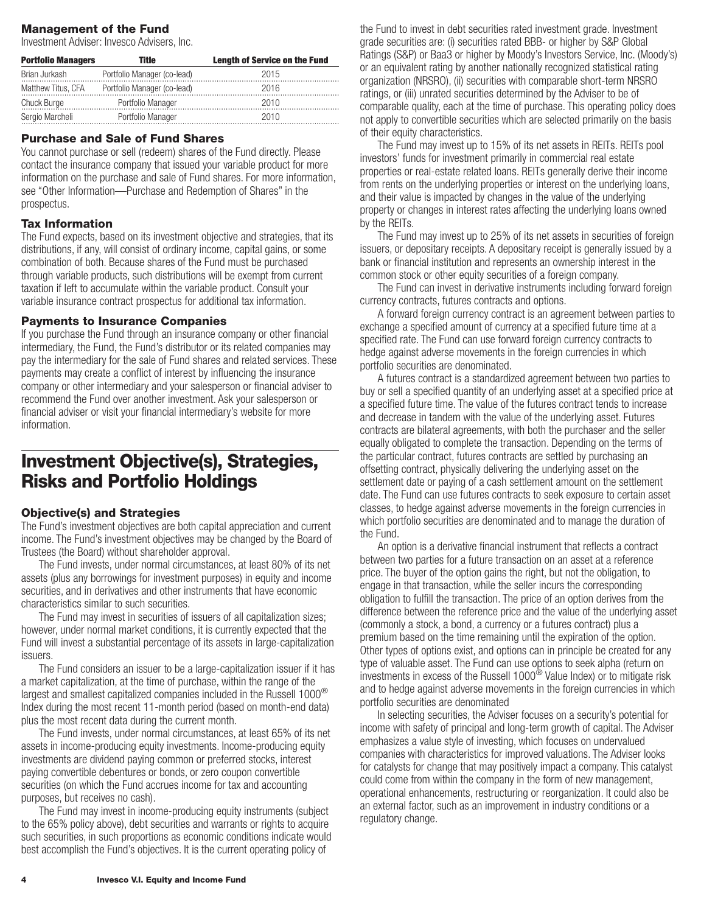### Management of the Fund

Investment Adviser: Invesco Advisers, Inc.

| Portfolio Managers | Title | Length of Service on the Fund |
|---|---|---|
| Brian Jurkash | Portfolio Manager (co-lead) | 2015 |
| Matthew Titus, CFA | Portfolio Manager (co-lead) | 2016 |
| Chuck Burge | Portfolio Manager | 2010 |
| Sergio Marcheli | Portfolio Manager | 2010 |

### Purchase and Sale of Fund Shares

You cannot purchase or sell (redeem) shares of the Fund directly. Please contact the insurance company that issued your variable product for more information on the purchase and sale of Fund shares. For more information, see "Other Information—Purchase and Redemption of Shares" in the prospectus.

### Tax Information

The Fund expects, based on its investment objective and strategies, that its distributions, if any, will consist of ordinary income, capital gains, or some combination of both. Because shares of the Fund must be purchased through variable products, such distributions will be exempt from current taxation if left to accumulate within the variable product. Consult your variable insurance contract prospectus for additional tax information.

### Payments to Insurance Companies

If you purchase the Fund through an insurance company or other financial intermediary, the Fund, the Fund's distributor or its related companies may pay the intermediary for the sale of Fund shares and related services. These payments may create a conflict of interest by influencing the insurance company or other intermediary and your salesperson or financial adviser to recommend the Fund over another investment. Ask your salesperson or financial adviser or visit your financial intermediary's website for more information.

## Investment Objective(s), Strategies, Risks and Portfolio Holdings

### Objective(s) and Strategies

The Fund's investment objectives are both capital appreciation and current income. The Fund's investment objectives may be changed by the Board of Trustees (the Board) without shareholder approval.

The Fund invests, under normal circumstances, at least 80% of its net assets (plus any borrowings for investment purposes) in equity and income securities, and in derivatives and other instruments that have economic characteristics similar to such securities.

The Fund may invest in securities of issuers of all capitalization sizes; however, under normal market conditions, it is currently expected that the Fund will invest a substantial percentage of its assets in large-capitalization issuers.

The Fund considers an issuer to be a large-capitalization issuer if it has a market capitalization, at the time of purchase, within the range of the largest and smallest capitalized companies included in the Russell 1000® Index during the most recent 11-month period (based on month-end data) plus the most recent data during the current month.

The Fund invests, under normal circumstances, at least 65% of its net assets in income-producing equity investments. Income-producing equity investments are dividend paying common or preferred stocks, interest paying convertible debentures or bonds, or zero coupon convertible securities (on which the Fund accrues income for tax and accounting purposes, but receives no cash).

The Fund may invest in income-producing equity instruments (subject to the 65% policy above), debt securities and warrants or rights to acquire such securities, in such proportions as economic conditions indicate would best accomplish the Fund's objectives. It is the current operating policy of the Fund to invest in debt securities rated investment grade. Investment grade securities are: (i) securities rated BBB- or higher by S&P Global Ratings (S&P) or Baa3 or higher by Moody's Investors Service, Inc. (Moody's) or an equivalent rating by another nationally recognized statistical rating organization (NRSRO), (ii) securities with comparable short-term NRSRO ratings, or (iii) unrated securities determined by the Adviser to be of comparable quality, each at the time of purchase. This operating policy does not apply to convertible securities which are selected primarily on the basis of their equity characteristics.

The Fund may invest up to 15% of its net assets in REITs. REITs pool investors' funds for investment primarily in commercial real estate properties or real-estate related loans. REITs generally derive their income from rents on the underlying properties or interest on the underlying loans, and their value is impacted by changes in the value of the underlying property or changes in interest rates affecting the underlying loans owned by the REITs.

The Fund may invest up to 25% of its net assets in securities of foreign issuers, or depositary receipts. A depositary receipt is generally issued by a bank or financial institution and represents an ownership interest in the common stock or other equity securities of a foreign company.

The Fund can invest in derivative instruments including forward foreign currency contracts, futures contracts and options.

A forward foreign currency contract is an agreement between parties to exchange a specified amount of currency at a specified future time at a specified rate. The Fund can use forward foreign currency contracts to hedge against adverse movements in the foreign currencies in which portfolio securities are denominated.

A futures contract is a standardized agreement between two parties to buy or sell a specified quantity of an underlying asset at a specified price at a specified future time. The value of the futures contract tends to increase and decrease in tandem with the value of the underlying asset. Futures contracts are bilateral agreements, with both the purchaser and the seller equally obligated to complete the transaction. Depending on the terms of the particular contract, futures contracts are settled by purchasing an offsetting contract, physically delivering the underlying asset on the settlement date or paying of a cash settlement amount on the settlement date. The Fund can use futures contracts to seek exposure to certain asset classes, to hedge against adverse movements in the foreign currencies in which portfolio securities are denominated and to manage the duration of the Fund.

An option is a derivative financial instrument that reflects a contract between two parties for a future transaction on an asset at a reference price. The buyer of the option gains the right, but not the obligation, to engage in that transaction, while the seller incurs the corresponding obligation to fulfill the transaction. The price of an option derives from the difference between the reference price and the value of the underlying asset (commonly a stock, a bond, a currency or a futures contract) plus a premium based on the time remaining until the expiration of the option. Other types of options exist, and options can in principle be created for any type of valuable asset. The Fund can use options to seek alpha (return on investments in excess of the Russell 1000® Value Index) or to mitigate risk and to hedge against adverse movements in the foreign currencies in which portfolio securities are denominated

In selecting securities, the Adviser focuses on a security's potential for income with safety of principal and long-term growth of capital. The Adviser emphasizes a value style of investing, which focuses on undervalued companies with characteristics for improved valuations. The Adviser looks for catalysts for change that may positively impact a company. This catalyst could come from within the company in the form of new management, operational enhancements, restructuring or reorganization. It could also be an external factor, such as an improvement in industry conditions or a regulatory change.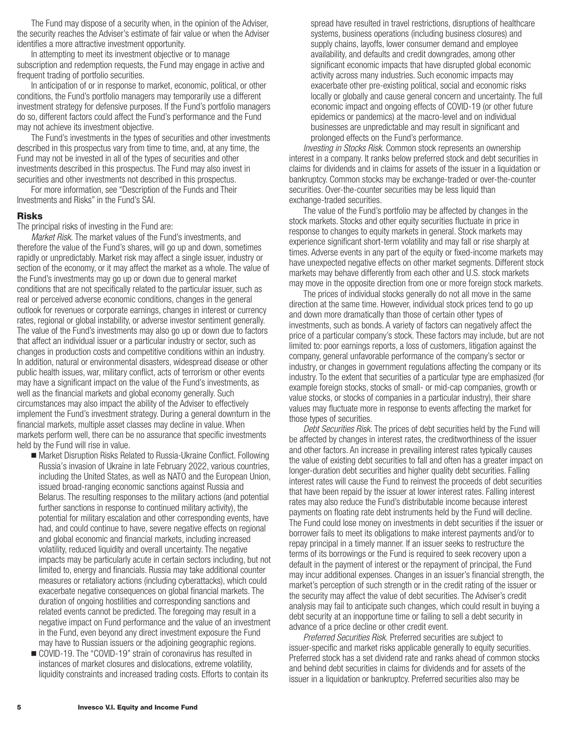The Fund may dispose of a security when, in the opinion of the Adviser, the security reaches the Adviser's estimate of fair value or when the Adviser identifies a more attractive investment opportunity.

In attempting to meet its investment objective or to manage subscription and redemption requests, the Fund may engage in active and frequent trading of portfolio securities.

In anticipation of or in response to market, economic, political, or other conditions, the Fund's portfolio managers may temporarily use a different investment strategy for defensive purposes. If the Fund's portfolio managers do so, different factors could affect the Fund's performance and the Fund may not achieve its investment objective.

The Fund's investments in the types of securities and other investments described in this prospectus vary from time to time, and, at any time, the Fund may not be invested in all of the types of securities and other investments described in this prospectus. The Fund may also invest in securities and other investments not described in this prospectus.

For more information, see "Description of the Funds and Their Investments and Risks" in the Fund's SAI.

## Risks

The principal risks of investing in the Fund are:

*Market Risk.* The market values of the Fund's investments, and therefore the value of the Fund's shares, will go up and down, sometimes rapidly or unpredictably. Market risk may affect a single issuer, industry or section of the economy, or it may affect the market as a whole. The value of the Fund's investments may go up or down due to general market conditions that are not specifically related to the particular issuer, such as real or perceived adverse economic conditions, changes in the general outlook for revenues or corporate earnings, changes in interest or currency rates, regional or global instability, or adverse investor sentiment generally. The value of the Fund's investments may also go up or down due to factors that affect an individual issuer or a particular industry or sector, such as changes in production costs and competitive conditions within an industry. In addition, natural or environmental disasters, widespread disease or other public health issues, war, military conflict, acts of terrorism or other events may have a significant impact on the value of the Fund's investments, as well as the financial markets and global economy generally. Such circumstances may also impact the ability of the Adviser to effectively implement the Fund's investment strategy. During a general downturn in the financial markets, multiple asset classes may decline in value. When markets perform well, there can be no assurance that specific investments held by the Fund will rise in value.

- Market Disruption Risks Related to Russia-Ukraine Conflict. Following Russia's invasion of Ukraine in late February 2022, various countries, including the United States, as well as NATO and the European Union, issued broad-ranging economic sanctions against Russia and Belarus. The resulting responses to the military actions (and potential further sanctions in response to continued military activity), the potential for military escalation and other corresponding events, have had, and could continue to have, severe negative effects on regional and global economic and financial markets, including increased volatility, reduced liquidity and overall uncertainty. The negative impacts may be particularly acute in certain sectors including, but not limited to, energy and financials. Russia may take additional counter measures or retaliatory actions (including cyberattacks), which could exacerbate negative consequences on global financial markets. The duration of ongoing hostilities and corresponding sanctions and related events cannot be predicted. The foregoing may result in a negative impact on Fund performance and the value of an investment in the Fund, even beyond any direct investment exposure the Fund may have to Russian issuers or the adjoining geographic regions.
- COVID-19. The "COVID-19" strain of coronavirus has resulted in instances of market closures and dislocations, extreme volatility, liquidity constraints and increased trading costs. Efforts to contain its spread have resulted in travel restrictions, disruptions of healthcare systems, business operations (including business closures) and supply chains, layoffs, lower consumer demand and employee availability, and defaults and credit downgrades, among other significant economic impacts that have disrupted global economic activity across many industries. Such economic impacts may exacerbate other pre-existing political, social and economic risks locally or globally and cause general concern and uncertainty. The full economic impact and ongoing effects of COVID-19 (or other future epidemics or pandemics) at the macro-level and on individual businesses are unpredictable and may result in significant and prolonged effects on the Fund's performance.

*Investing in Stocks Risk.* Common stock represents an ownership interest in a company. It ranks below preferred stock and debt securities in claims for dividends and in claims for assets of the issuer in a liquidation or bankruptcy. Common stocks may be exchange-traded or over-the-counter securities. Over-the-counter securities may be less liquid than exchange-traded securities.

The value of the Fund's portfolio may be affected by changes in the stock markets. Stocks and other equity securities fluctuate in price in response to changes to equity markets in general. Stock markets may experience significant short-term volatility and may fall or rise sharply at times. Adverse events in any part of the equity or fixed-income markets may have unexpected negative effects on other market segments. Different stock markets may behave differently from each other and U.S. stock markets may move in the opposite direction from one or more foreign stock markets.

The prices of individual stocks generally do not all move in the same direction at the same time. However, individual stock prices tend to go up and down more dramatically than those of certain other types of investments, such as bonds. A variety of factors can negatively affect the price of a particular company's stock. These factors may include, but are not limited to: poor earnings reports, a loss of customers, litigation against the company, general unfavorable performance of the company's sector or industry, or changes in government regulations affecting the company or its industry. To the extent that securities of a particular type are emphasized (for example foreign stocks, stocks of small- or mid-cap companies, growth or value stocks, or stocks of companies in a particular industry), their share values may fluctuate more in response to events affecting the market for those types of securities.

*Debt Securities Risk.* The prices of debt securities held by the Fund will be affected by changes in interest rates, the creditworthiness of the issuer and other factors. An increase in prevailing interest rates typically causes the value of existing debt securities to fall and often has a greater impact on longer-duration debt securities and higher quality debt securities. Falling interest rates will cause the Fund to reinvest the proceeds of debt securities that have been repaid by the issuer at lower interest rates. Falling interest rates may also reduce the Fund's distributable income because interest payments on floating rate debt instruments held by the Fund will decline. The Fund could lose money on investments in debt securities if the issuer or borrower fails to meet its obligations to make interest payments and/or to repay principal in a timely manner. If an issuer seeks to restructure the terms of its borrowings or the Fund is required to seek recovery upon a default in the payment of interest or the repayment of principal, the Fund may incur additional expenses. Changes in an issuer's financial strength, the market's perception of such strength or in the credit rating of the issuer or the security may affect the value of debt securities. The Adviser's credit analysis may fail to anticipate such changes, which could result in buying a debt security at an inopportune time or failing to sell a debt security in advance of a price decline or other credit event.

*Preferred Securities Risk.* Preferred securities are subject to issuer-specific and market risks applicable generally to equity securities. Preferred stock has a set dividend rate and ranks ahead of common stocks and behind debt securities in claims for dividends and for assets of the issuer in a liquidation or bankruptcy. Preferred securities also may be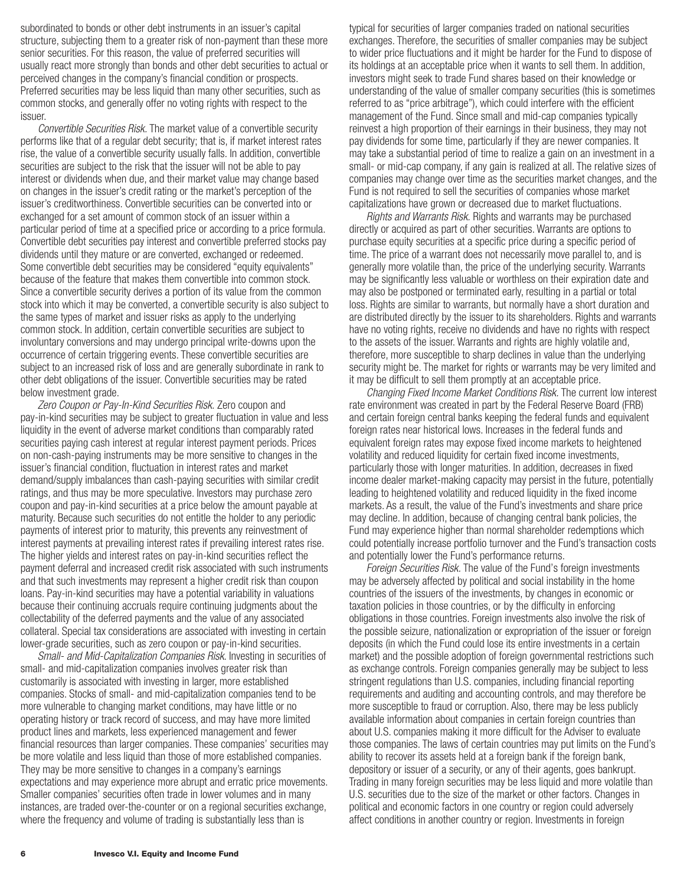subordinated to bonds or other debt instruments in an issuer's capital structure, subjecting them to a greater risk of non-payment than these more senior securities. For this reason, the value of preferred securities will usually react more strongly than bonds and other debt securities to actual or perceived changes in the company's financial condition or prospects. Preferred securities may be less liquid than many other securities, such as common stocks, and generally offer no voting rights with respect to the issuer.

*Convertible Securities Risk.* The market value of a convertible security performs like that of a regular debt security; that is, if market interest rates rise, the value of a convertible security usually falls. In addition, convertible securities are subject to the risk that the issuer will not be able to pay interest or dividends when due, and their market value may change based on changes in the issuer's credit rating or the market's perception of the issuer's creditworthiness. Convertible securities can be converted into or exchanged for a set amount of common stock of an issuer within a particular period of time at a specified price or according to a price formula. Convertible debt securities pay interest and convertible preferred stocks pay dividends until they mature or are converted, exchanged or redeemed. Some convertible debt securities may be considered "equity equivalents" because of the feature that makes them convertible into common stock. Since a convertible security derives a portion of its value from the common stock into which it may be converted, a convertible security is also subject to the same types of market and issuer risks as apply to the underlying common stock. In addition, certain convertible securities are subject to involuntary conversions and may undergo principal write-downs upon the occurrence of certain triggering events. These convertible securities are subject to an increased risk of loss and are generally subordinate in rank to other debt obligations of the issuer. Convertible securities may be rated below investment grade.

*Zero Coupon or Pay-In-Kind Securities Risk.* Zero coupon and pay-in-kind securities may be subject to greater fluctuation in value and less liquidity in the event of adverse market conditions than comparably rated securities paying cash interest at regular interest payment periods. Prices on non-cash-paying instruments may be more sensitive to changes in the issuer's financial condition, fluctuation in interest rates and market demand/supply imbalances than cash-paying securities with similar credit ratings, and thus may be more speculative. Investors may purchase zero coupon and pay-in-kind securities at a price below the amount payable at maturity. Because such securities do not entitle the holder to any periodic payments of interest prior to maturity, this prevents any reinvestment of interest payments at prevailing interest rates if prevailing interest rates rise. The higher yields and interest rates on pay-in-kind securities reflect the payment deferral and increased credit risk associated with such instruments and that such investments may represent a higher credit risk than coupon loans. Pay-in-kind securities may have a potential variability in valuations because their continuing accruals require continuing judgments about the collectability of the deferred payments and the value of any associated collateral. Special tax considerations are associated with investing in certain lower-grade securities, such as zero coupon or pay-in-kind securities.

*Small- and Mid-Capitalization Companies Risk.* Investing in securities of small- and mid-capitalization companies involves greater risk than customarily is associated with investing in larger, more established companies. Stocks of small- and mid-capitalization companies tend to be more vulnerable to changing market conditions, may have little or no operating history or track record of success, and may have more limited product lines and markets, less experienced management and fewer financial resources than larger companies. These companies' securities may be more volatile and less liquid than those of more established companies. They may be more sensitive to changes in a company's earnings expectations and may experience more abrupt and erratic price movements. Smaller companies' securities often trade in lower volumes and in many instances, are traded over-the-counter or on a regional securities exchange, where the frequency and volume of trading is substantially less than is typical for securities of larger companies traded on national securities exchanges. Therefore, the securities of smaller companies may be subject to wider price fluctuations and it might be harder for the Fund to dispose of its holdings at an acceptable price when it wants to sell them. In addition, investors might seek to trade Fund shares based on their knowledge or understanding of the value of smaller company securities (this is sometimes referred to as "price arbitrage"), which could interfere with the efficient management of the Fund. Since small and mid-cap companies typically reinvest a high proportion of their earnings in their business, they may not pay dividends for some time, particularly if they are newer companies. It may take a substantial period of time to realize a gain on an investment in a small- or mid-cap company, if any gain is realized at all. The relative sizes of companies may change over time as the securities market changes, and the Fund is not required to sell the securities of companies whose market capitalizations have grown or decreased due to market fluctuations.

*Rights and Warrants Risk.* Rights and warrants may be purchased directly or acquired as part of other securities. Warrants are options to purchase equity securities at a specific price during a specific period of time. The price of a warrant does not necessarily move parallel to, and is generally more volatile than, the price of the underlying security. Warrants may be significantly less valuable or worthless on their expiration date and may also be postponed or terminated early, resulting in a partial or total loss. Rights are similar to warrants, but normally have a short duration and are distributed directly by the issuer to its shareholders. Rights and warrants have no voting rights, receive no dividends and have no rights with respect to the assets of the issuer. Warrants and rights are highly volatile and, therefore, more susceptible to sharp declines in value than the underlying security might be. The market for rights or warrants may be very limited and it may be difficult to sell them promptly at an acceptable price.

*Changing Fixed Income Market Conditions Risk.* The current low interest rate environment was created in part by the Federal Reserve Board (FRB) and certain foreign central banks keeping the federal funds and equivalent foreign rates near historical lows. Increases in the federal funds and equivalent foreign rates may expose fixed income markets to heightened volatility and reduced liquidity for certain fixed income investments, particularly those with longer maturities. In addition, decreases in fixed income dealer market-making capacity may persist in the future, potentially leading to heightened volatility and reduced liquidity in the fixed income markets. As a result, the value of the Fund's investments and share price may decline. In addition, because of changing central bank policies, the Fund may experience higher than normal shareholder redemptions which could potentially increase portfolio turnover and the Fund's transaction costs and potentially lower the Fund's performance returns.

*Foreign Securities Risk.* The value of the Fund's foreign investments may be adversely affected by political and social instability in the home countries of the issuers of the investments, by changes in economic or taxation policies in those countries, or by the difficulty in enforcing obligations in those countries. Foreign investments also involve the risk of the possible seizure, nationalization or expropriation of the issuer or foreign deposits (in which the Fund could lose its entire investments in a certain market) and the possible adoption of foreign governmental restrictions such as exchange controls. Foreign companies generally may be subject to less stringent regulations than U.S. companies, including financial reporting requirements and auditing and accounting controls, and may therefore be more susceptible to fraud or corruption. Also, there may be less publicly available information about companies in certain foreign countries than about U.S. companies making it more difficult for the Adviser to evaluate those companies. The laws of certain countries may put limits on the Fund's ability to recover its assets held at a foreign bank if the foreign bank, depository or issuer of a security, or any of their agents, goes bankrupt. Trading in many foreign securities may be less liquid and more volatile than U.S. securities due to the size of the market or other factors. Changes in political and economic factors in one country or region could adversely affect conditions in another country or region. Investments in foreign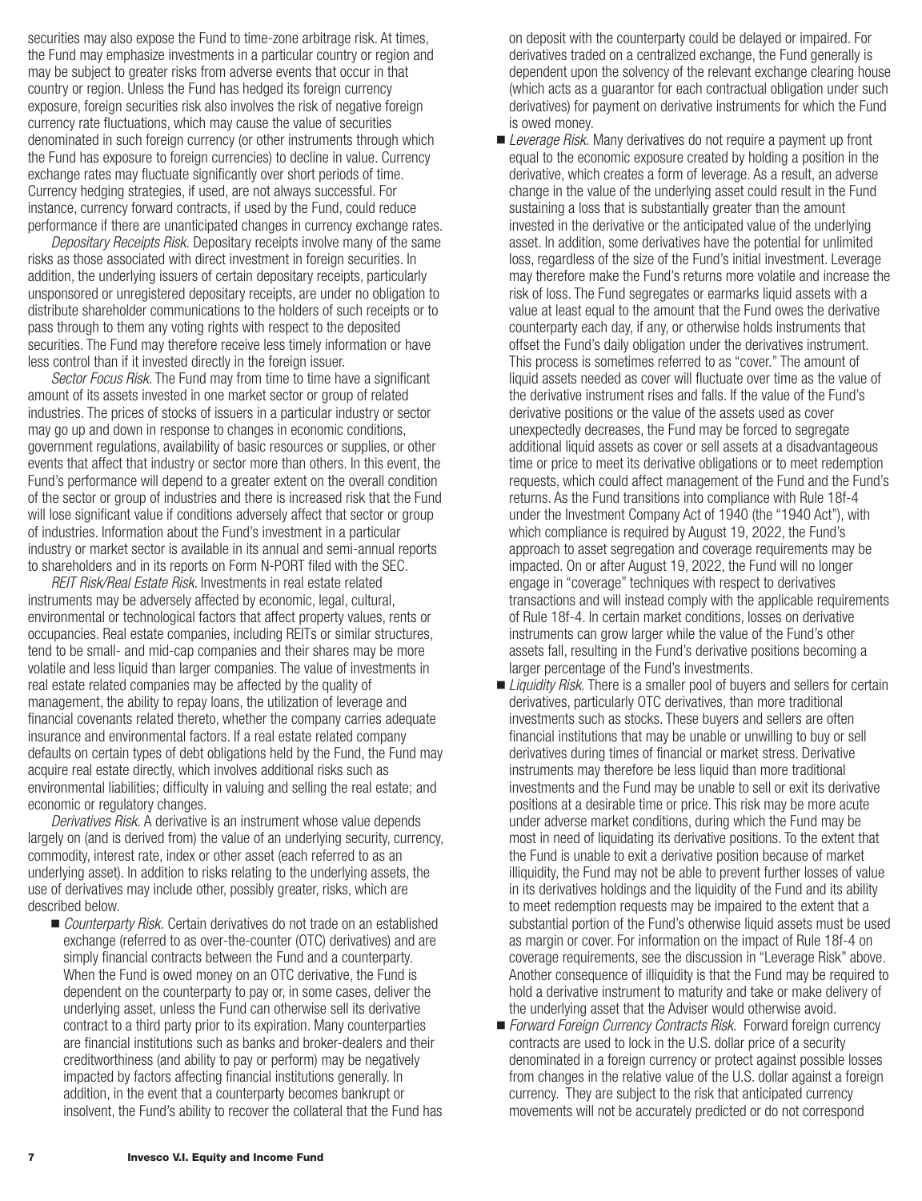securities may also expose the Fund to time-zone arbitrage risk. At times, the Fund may emphasize investments in a particular country or region and may be subject to greater risks from adverse events that occur in that country or region. Unless the Fund has hedged its foreign currency exposure, foreign securities risk also involves the risk of negative foreign currency rate fluctuations, which may cause the value of securities denominated in such foreign currency (or other instruments through which the Fund has exposure to foreign currencies) to decline in value. Currency exchange rates may fluctuate significantly over short periods of time. Currency hedging strategies, if used, are not always successful. For instance, currency forward contracts, if used by the Fund, could reduce performance if there are unanticipated changes in currency exchange rates.

*Depositary Receipts Risk.* Depositary receipts involve many of the same risks as those associated with direct investment in foreign securities. In addition, the underlying issuers of certain depositary receipts, particularly unsponsored or unregistered depositary receipts, are under no obligation to distribute shareholder communications to the holders of such receipts or to pass through to them any voting rights with respect to the deposited securities. The Fund may therefore receive less timely information or have less control than if it invested directly in the foreign issuer.

*Sector Focus Risk.* The Fund may from time to time have a significant amount of its assets invested in one market sector or group of related industries. The prices of stocks of issuers in a particular industry or sector may go up and down in response to changes in economic conditions, government regulations, availability of basic resources or supplies, or other events that affect that industry or sector more than others. In this event, the Fund's performance will depend to a greater extent on the overall condition of the sector or group of industries and there is increased risk that the Fund will lose significant value if conditions adversely affect that sector or group of industries. Information about the Fund's investment in a particular industry or market sector is available in its annual and semi-annual reports to shareholders and in its reports on Form N-PORT filed with the SEC.

*REIT Risk/Real Estate Risk.* Investments in real estate related instruments may be adversely affected by economic, legal, cultural, environmental or technological factors that affect property values, rents or occupancies. Real estate companies, including REITs or similar structures, tend to be small- and mid-cap companies and their shares may be more volatile and less liquid than larger companies. The value of investments in real estate related companies may be affected by the quality of management, the ability to repay loans, the utilization of leverage and financial covenants related thereto, whether the company carries adequate insurance and environmental factors. If a real estate related company defaults on certain types of debt obligations held by the Fund, the Fund may acquire real estate directly, which involves additional risks such as environmental liabilities; difficulty in valuing and selling the real estate; and economic or regulatory changes.

*Derivatives Risk.* A derivative is an instrument whose value depends largely on (and is derived from) the value of an underlying security, currency, commodity, interest rate, index or other asset (each referred to as an underlying asset). In addition to risks relating to the underlying assets, the use of derivatives may include other, possibly greater, risks, which are described below.

- *Counterparty Risk.* Certain derivatives do not trade on an established exchange (referred to as over-the-counter (OTC) derivatives) and are simply financial contracts between the Fund and a counterparty. When the Fund is owed money on an OTC derivative, the Fund is dependent on the counterparty to pay or, in some cases, deliver the underlying asset, unless the Fund can otherwise sell its derivative contract to a third party prior to its expiration. Many counterparties are financial institutions such as banks and broker-dealers and their creditworthiness (and ability to pay or perform) may be negatively impacted by factors affecting financial institutions generally. In addition, in the event that a counterparty becomes bankrupt or insolvent, the Fund's ability to recover the collateral that the Fund has on deposit with the counterparty could be delayed or impaired. For derivatives traded on a centralized exchange, the Fund generally is dependent upon the solvency of the relevant exchange clearing house (which acts as a guarantor for each contractual obligation under such derivatives) for payment on derivative instruments for which the Fund is owed money.
- *Leverage Risk.* Many derivatives do not require a payment up front equal to the economic exposure created by holding a position in the derivative, which creates a form of leverage. As a result, an adverse change in the value of the underlying asset could result in the Fund sustaining a loss that is substantially greater than the amount invested in the derivative or the anticipated value of the underlying asset. In addition, some derivatives have the potential for unlimited loss, regardless of the size of the Fund's initial investment. Leverage may therefore make the Fund's returns more volatile and increase the risk of loss. The Fund segregates or earmarks liquid assets with a value at least equal to the amount that the Fund owes the derivative counterparty each day, if any, or otherwise holds instruments that offset the Fund's daily obligation under the derivatives instrument. This process is sometimes referred to as "cover." The amount of liquid assets needed as cover will fluctuate over time as the value of the derivative instrument rises and falls. If the value of the Fund's derivative positions or the value of the assets used as cover unexpectedly decreases, the Fund may be forced to segregate additional liquid assets as cover or sell assets at a disadvantageous time or price to meet its derivative obligations or to meet redemption requests, which could affect management of the Fund and the Fund's returns. As the Fund transitions into compliance with Rule 18f-4 under the Investment Company Act of 1940 (the "1940 Act"), with which compliance is required by August 19, 2022, the Fund's approach to asset segregation and coverage requirements may be impacted. On or after August 19, 2022, the Fund will no longer engage in "coverage" techniques with respect to derivatives transactions and will instead comply with the applicable requirements of Rule 18f-4. In certain market conditions, losses on derivative instruments can grow larger while the value of the Fund's other assets fall, resulting in the Fund's derivative positions becoming a larger percentage of the Fund's investments.
- *Liquidity Risk.* There is a smaller pool of buyers and sellers for certain derivatives, particularly OTC derivatives, than more traditional investments such as stocks. These buyers and sellers are often financial institutions that may be unable or unwilling to buy or sell derivatives during times of financial or market stress. Derivative instruments may therefore be less liquid than more traditional investments and the Fund may be unable to sell or exit its derivative positions at a desirable time or price. This risk may be more acute under adverse market conditions, during which the Fund may be most in need of liquidating its derivative positions. To the extent that the Fund is unable to exit a derivative position because of market illiquidity, the Fund may not be able to prevent further losses of value in its derivatives holdings and the liquidity of the Fund and its ability to meet redemption requests may be impaired to the extent that a substantial portion of the Fund's otherwise liquid assets must be used as margin or cover. For information on the impact of Rule 18f-4 on coverage requirements, see the discussion in "Leverage Risk" above. Another consequence of illiquidity is that the Fund may be required to hold a derivative instrument to maturity and take or make delivery of the underlying asset that the Adviser would otherwise avoid.
- *Forward Foreign Currency Contracts Risk.* Forward foreign currency contracts are used to lock in the U.S. dollar price of a security denominated in a foreign currency or protect against possible losses from changes in the relative value of the U.S. dollar against a foreign currency. They are subject to the risk that anticipated currency movements will not be accurately predicted or do not correspond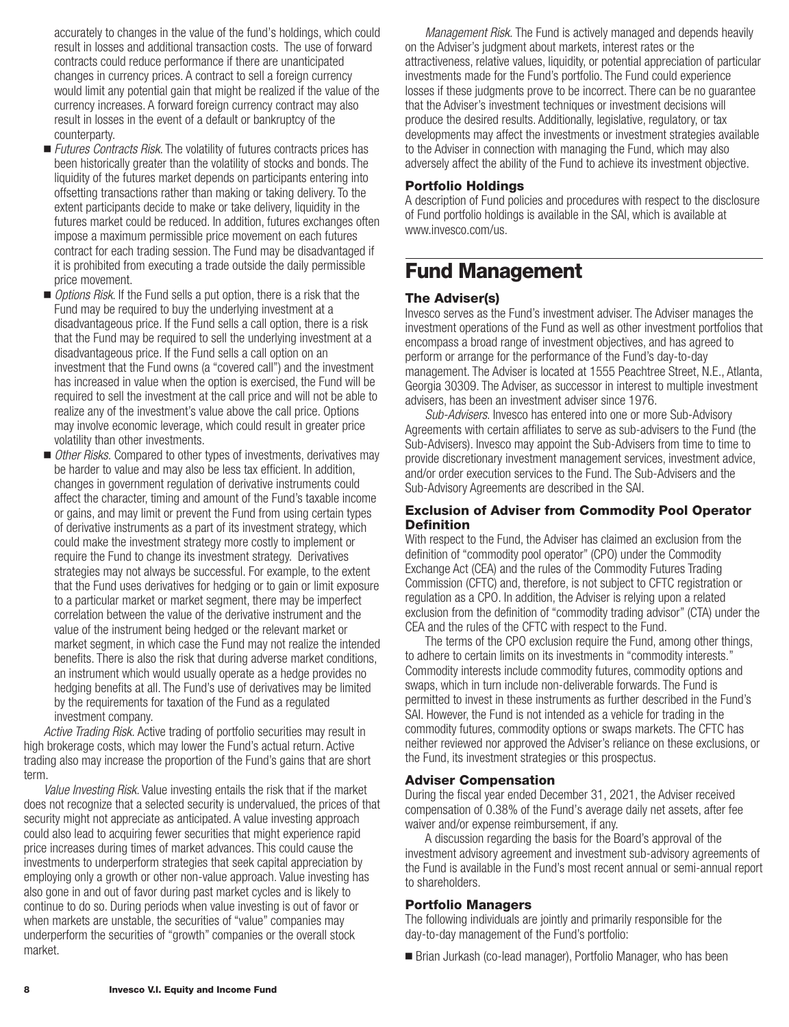accurately to changes in the value of the fund's holdings, which could result in losses and additional transaction costs. The use of forward contracts could reduce performance if there are unanticipated changes in currency prices. A contract to sell a foreign currency would limit any potential gain that might be realized if the value of the currency increases. A forward foreign currency contract may also result in losses in the event of a default or bankruptcy of the counterparty.

- *Futures Contracts Risk*. The volatility of futures contracts prices has been historically greater than the volatility of stocks and bonds. The liquidity of the futures market depends on participants entering into offsetting transactions rather than making or taking delivery. To the extent participants decide to make or take delivery, liquidity in the futures market could be reduced. In addition, futures exchanges often impose a maximum permissible price movement on each futures contract for each trading session. The Fund may be disadvantaged if it is prohibited from executing a trade outside the daily permissible price movement.
- *Options Risk*. If the Fund sells a put option, there is a risk that the Fund may be required to buy the underlying investment at a disadvantageous price. If the Fund sells a call option, there is a risk that the Fund may be required to sell the underlying investment at a disadvantageous price. If the Fund sells a call option on an investment that the Fund owns (a "covered call") and the investment has increased in value when the option is exercised, the Fund will be required to sell the investment at the call price and will not be able to realize any of the investment's value above the call price. Options may involve economic leverage, which could result in greater price volatility than other investments.
- *Other Risks*. Compared to other types of investments, derivatives may be harder to value and may also be less tax efficient. In addition, changes in government regulation of derivative instruments could affect the character, timing and amount of the Fund's taxable income or gains, and may limit or prevent the Fund from using certain types of derivative instruments as a part of its investment strategy, which could make the investment strategy more costly to implement or require the Fund to change its investment strategy. Derivatives strategies may not always be successful. For example, to the extent that the Fund uses derivatives for hedging or to gain or limit exposure to a particular market or market segment, there may be imperfect correlation between the value of the derivative instrument and the value of the instrument being hedged or the relevant market or market segment, in which case the Fund may not realize the intended benefits. There is also the risk that during adverse market conditions, an instrument which would usually operate as a hedge provides no hedging benefits at all. The Fund's use of derivatives may be limited by the requirements for taxation of the Fund as a regulated investment company.

*Active Trading Risk*. Active trading of portfolio securities may result in high brokerage costs, which may lower the Fund's actual return. Active trading also may increase the proportion of the Fund's gains that are short term.

*Value Investing Risk*. Value investing entails the risk that if the market does not recognize that a selected security is undervalued, the prices of that security might not appreciate as anticipated. A value investing approach could also lead to acquiring fewer securities that might experience rapid price increases during times of market advances. This could cause the investments to underperform strategies that seek capital appreciation by employing only a growth or other non-value approach. Value investing has also gone in and out of favor during past market cycles and is likely to continue to do so. During periods when value investing is out of favor or when markets are unstable, the securities of "value" companies may underperform the securities of "growth" companies or the overall stock market.

*Management Risk*. The Fund is actively managed and depends heavily on the Adviser's judgment about markets, interest rates or the attractiveness, relative values, liquidity, or potential appreciation of particular investments made for the Fund's portfolio. The Fund could experience losses if these judgments prove to be incorrect. There can be no guarantee that the Adviser's investment techniques or investment decisions will produce the desired results. Additionally, legislative, regulatory, or tax developments may affect the investments or investment strategies available to the Adviser in connection with managing the Fund, which may also adversely affect the ability of the Fund to achieve its investment objective.

### Portfolio Holdings

A description of Fund policies and procedures with respect to the disclosure of Fund portfolio holdings is available in the SAI, which is available at www.invesco.com/us.

# Fund Management

### The Adviser(s)

Invesco serves as the Fund's investment adviser. The Adviser manages the investment operations of the Fund as well as other investment portfolios that encompass a broad range of investment objectives, and has agreed to perform or arrange for the performance of the Fund's day-to-day management. The Adviser is located at 1555 Peachtree Street, N.E., Atlanta, Georgia 30309. The Adviser, as successor in interest to multiple investment advisers, has been an investment adviser since 1976.

*Sub-Advisers*. Invesco has entered into one or more Sub-Advisory Agreements with certain affiliates to serve as sub-advisers to the Fund (the Sub-Advisers). Invesco may appoint the Sub-Advisers from time to time to provide discretionary investment management services, investment advice, and/or order execution services to the Fund. The Sub-Advisers and the Sub-Advisory Agreements are described in the SAI.

### Exclusion of Adviser from Commodity Pool Operator Definition

With respect to the Fund, the Adviser has claimed an exclusion from the definition of "commodity pool operator" (CPO) under the Commodity Exchange Act (CEA) and the rules of the Commodity Futures Trading Commission (CFTC) and, therefore, is not subject to CFTC registration or regulation as a CPO. In addition, the Adviser is relying upon a related exclusion from the definition of "commodity trading advisor" (CTA) under the CEA and the rules of the CFTC with respect to the Fund.

The terms of the CPO exclusion require the Fund, among other things, to adhere to certain limits on its investments in "commodity interests." Commodity interests include commodity futures, commodity options and swaps, which in turn include non-deliverable forwards. The Fund is permitted to invest in these instruments as further described in the Fund's SAI. However, the Fund is not intended as a vehicle for trading in the commodity futures, commodity options or swaps markets. The CFTC has neither reviewed nor approved the Adviser's reliance on these exclusions, or the Fund, its investment strategies or this prospectus.

### Adviser Compensation

During the fiscal year ended December 31, 2021, the Adviser received compensation of 0.38% of the Fund's average daily net assets, after fee waiver and/or expense reimbursement, if any.

A discussion regarding the basis for the Board's approval of the investment advisory agreement and investment sub-advisory agreements of the Fund is available in the Fund's most recent annual or semi-annual report to shareholders.

### Portfolio Managers

The following individuals are jointly and primarily responsible for the day-to-day management of the Fund's portfolio:

- Brian Jurkash (co-lead manager), Portfolio Manager, who has been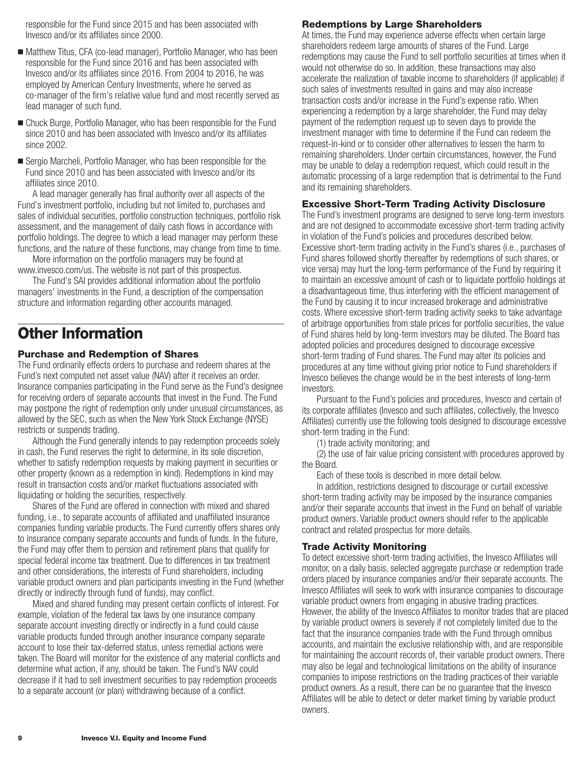responsible for the Fund since 2015 and has been associated with Invesco and/or its affiliates since 2000.

- Matthew Titus, CFA (co-lead manager), Portfolio Manager, who has been responsible for the Fund since 2016 and has been associated with Invesco and/or its affiliates since 2016. From 2004 to 2016, he was employed by American Century Investments, where he served as co-manager of the firm's relative value fund and most recently served as lead manager of such fund.
- Chuck Burge, Portfolio Manager, who has been responsible for the Fund since 2010 and has been associated with Invesco and/or its affiliates since 2002.
- Sergio Marcheli, Portfolio Manager, who has been responsible for the Fund since 2010 and has been associated with Invesco and/or its affiliates since 2010.

A lead manager generally has final authority over all aspects of the Fund's investment portfolio, including but not limited to, purchases and sales of individual securities, portfolio construction techniques, portfolio risk assessment, and the management of daily cash flows in accordance with portfolio holdings. The degree to which a lead manager may perform these functions, and the nature of these functions, may change from time to time.

More information on the portfolio managers may be found at www.invesco.com/us. The website is not part of this prospectus.

The Fund's SAI provides additional information about the portfolio managers' investments in the Fund, a description of the compensation structure and information regarding other accounts managed.

# Other Information

### Purchase and Redemption of Shares

The Fund ordinarily effects orders to purchase and redeem shares at the Fund's next computed net asset value (NAV) after it receives an order. Insurance companies participating in the Fund serve as the Fund's designee for receiving orders of separate accounts that invest in the Fund. The Fund may postpone the right of redemption only under unusual circumstances, as allowed by the SEC, such as when the New York Stock Exchange (NYSE) restricts or suspends trading.

Although the Fund generally intends to pay redemption proceeds solely in cash, the Fund reserves the right to determine, in its sole discretion, whether to satisfy redemption requests by making payment in securities or other property (known as a redemption in kind). Redemptions in kind may result in transaction costs and/or market fluctuations associated with liquidating or holding the securities, respectively.

Shares of the Fund are offered in connection with mixed and shared funding, i.e., to separate accounts of affiliated and unaffiliated insurance companies funding variable products. The Fund currently offers shares only to insurance company separate accounts and funds of funds. In the future, the Fund may offer them to pension and retirement plans that qualify for special federal income tax treatment. Due to differences in tax treatment and other considerations, the interests of Fund shareholders, including variable product owners and plan participants investing in the Fund (whether directly or indirectly through fund of funds), may conflict.

Mixed and shared funding may present certain conflicts of interest. For example, violation of the federal tax laws by one insurance company separate account investing directly or indirectly in a fund could cause variable products funded through another insurance company separate account to lose their tax-deferred status, unless remedial actions were taken. The Board will monitor for the existence of any material conflicts and determine what action, if any, should be taken. The Fund's NAV could decrease if it had to sell investment securities to pay redemption proceeds to a separate account (or plan) withdrawing because of a conflict.

### Redemptions by Large Shareholders

At times, the Fund may experience adverse effects when certain large shareholders redeem large amounts of shares of the Fund. Large redemptions may cause the Fund to sell portfolio securities at times when it would not otherwise do so. In addition, these transactions may also accelerate the realization of taxable income to shareholders (if applicable) if such sales of investments resulted in gains and may also increase transaction costs and/or increase in the Fund's expense ratio. When experiencing a redemption by a large shareholder, the Fund may delay payment of the redemption request up to seven days to provide the investment manager with time to determine if the Fund can redeem the request-in-kind or to consider other alternatives to lessen the harm to remaining shareholders. Under certain circumstances, however, the Fund may be unable to delay a redemption request, which could result in the automatic processing of a large redemption that is detrimental to the Fund and its remaining shareholders.

### Excessive Short-Term Trading Activity Disclosure

The Fund's investment programs are designed to serve long-term investors and are not designed to accommodate excessive short-term trading activity in violation of the Fund's policies and procedures described below. Excessive short-term trading activity in the Fund's shares (i.e., purchases of Fund shares followed shortly thereafter by redemptions of such shares, or vice versa) may hurt the long-term performance of the Fund by requiring it to maintain an excessive amount of cash or to liquidate portfolio holdings at a disadvantageous time, thus interfering with the efficient management of the Fund by causing it to incur increased brokerage and administrative costs. Where excessive short-term trading activity seeks to take advantage of arbitrage opportunities from stale prices for portfolio securities, the value of Fund shares held by long-term investors may be diluted. The Board has adopted policies and procedures designed to discourage excessive short-term trading of Fund shares. The Fund may alter its policies and procedures at any time without giving prior notice to Fund shareholders if Invesco believes the change would be in the best interests of long-term investors.

Pursuant to the Fund's policies and procedures, Invesco and certain of its corporate affiliates (Invesco and such affiliates, collectively, the Invesco Affiliates) currently use the following tools designed to discourage excessive short-term trading in the Fund:

(1) trade activity monitoring; and

(2) the use of fair value pricing consistent with procedures approved by the Board.

Each of these tools is described in more detail below.

In addition, restrictions designed to discourage or curtail excessive short-term trading activity may be imposed by the insurance companies and/or their separate accounts that invest in the Fund on behalf of variable product owners. Variable product owners should refer to the applicable contract and related prospectus for more details.

### Trade Activity Monitoring

To detect excessive short-term trading activities, the Invesco Affiliates will monitor, on a daily basis, selected aggregate purchase or redemption trade orders placed by insurance companies and/or their separate accounts. The Invesco Affiliates will seek to work with insurance companies to discourage variable product owners from engaging in abusive trading practices. However, the ability of the Invesco Affiliates to monitor trades that are placed by variable product owners is severely if not completely limited due to the fact that the insurance companies trade with the Fund through omnibus accounts, and maintain the exclusive relationship with, and are responsible for maintaining the account records of, their variable product owners. There may also be legal and technological limitations on the ability of insurance companies to impose restrictions on the trading practices of their variable product owners. As a result, there can be no guarantee that the Invesco Affiliates will be able to detect or deter market timing by variable product owners.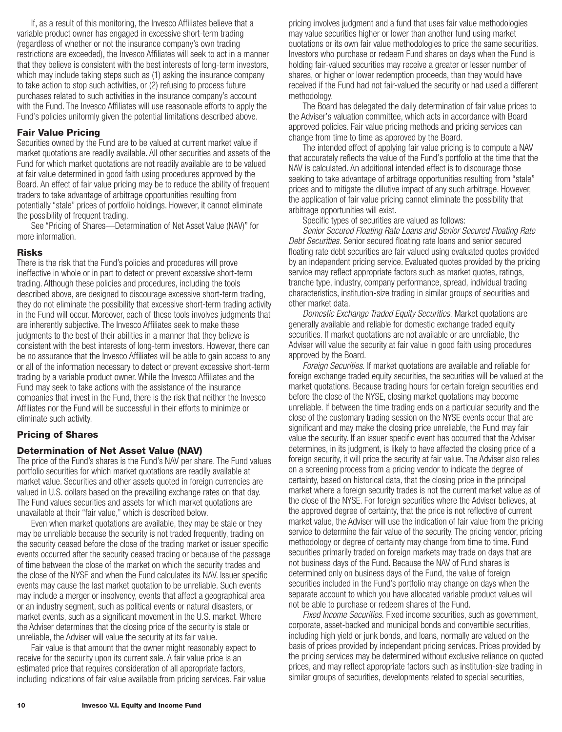If, as a result of this monitoring, the Invesco Affiliates believe that a variable product owner has engaged in excessive short-term trading (regardless of whether or not the insurance company's own trading restrictions are exceeded), the Invesco Affiliates will seek to act in a manner that they believe is consistent with the best interests of long-term investors, which may include taking steps such as (1) asking the insurance company to take action to stop such activities, or (2) refusing to process future purchases related to such activities in the insurance company's account with the Fund. The Invesco Affiliates will use reasonable efforts to apply the Fund's policies uniformly given the potential limitations described above.

### Fair Value Pricing

Securities owned by the Fund are to be valued at current market value if market quotations are readily available. All other securities and assets of the Fund for which market quotations are not readily available are to be valued at fair value determined in good faith using procedures approved by the Board. An effect of fair value pricing may be to reduce the ability of frequent traders to take advantage of arbitrage opportunities resulting from potentially "stale" prices of portfolio holdings. However, it cannot eliminate the possibility of frequent trading.

See "Pricing of Shares—Determination of Net Asset Value (NAV)" for more information.

### Risks

There is the risk that the Fund's policies and procedures will prove ineffective in whole or in part to detect or prevent excessive short-term trading. Although these policies and procedures, including the tools described above, are designed to discourage excessive short-term trading, they do not eliminate the possibility that excessive short-term trading activity in the Fund will occur. Moreover, each of these tools involves judgments that are inherently subjective. The Invesco Affiliates seek to make these judgments to the best of their abilities in a manner that they believe is consistent with the best interests of long-term investors. However, there can be no assurance that the Invesco Affiliates will be able to gain access to any or all of the information necessary to detect or prevent excessive short-term trading by a variable product owner. While the Invesco Affiliates and the Fund may seek to take actions with the assistance of the insurance companies that invest in the Fund, there is the risk that neither the Invesco Affiliates nor the Fund will be successful in their efforts to minimize or eliminate such activity.

## Pricing of Shares

### Determination of Net Asset Value (NAV)

The price of the Fund's shares is the Fund's NAV per share. The Fund values portfolio securities for which market quotations are readily available at market value. Securities and other assets quoted in foreign currencies are valued in U.S. dollars based on the prevailing exchange rates on that day. The Fund values securities and assets for which market quotations are unavailable at their "fair value," which is described below.

Even when market quotations are available, they may be stale or they may be unreliable because the security is not traded frequently, trading on the security ceased before the close of the trading market or issuer specific events occurred after the security ceased trading or because of the passage of time between the close of the market on which the security trades and the close of the NYSE and when the Fund calculates its NAV. Issuer specific events may cause the last market quotation to be unreliable. Such events may include a merger or insolvency, events that affect a geographical area or an industry segment, such as political events or natural disasters, or market events, such as a significant movement in the U.S. market. Where the Adviser determines that the closing price of the security is stale or unreliable, the Adviser will value the security at its fair value.

Fair value is that amount that the owner might reasonably expect to receive for the security upon its current sale. A fair value price is an estimated price that requires consideration of all appropriate factors, including indications of fair value available from pricing services. Fair value pricing involves judgment and a fund that uses fair value methodologies may value securities higher or lower than another fund using market quotations or its own fair value methodologies to price the same securities. Investors who purchase or redeem Fund shares on days when the Fund is holding fair-valued securities may receive a greater or lesser number of shares, or higher or lower redemption proceeds, than they would have received if the Fund had not fair-valued the security or had used a different methodology.

The Board has delegated the daily determination of fair value prices to the Adviser's valuation committee, which acts in accordance with Board approved policies. Fair value pricing methods and pricing services can change from time to time as approved by the Board.

The intended effect of applying fair value pricing is to compute a NAV that accurately reflects the value of the Fund's portfolio at the time that the NAV is calculated. An additional intended effect is to discourage those seeking to take advantage of arbitrage opportunities resulting from "stale" prices and to mitigate the dilutive impact of any such arbitrage. However, the application of fair value pricing cannot eliminate the possibility that arbitrage opportunities will exist.

Specific types of securities are valued as follows:

*Senior Secured Floating Rate Loans and Senior Secured Floating Rate Debt Securities.* Senior secured floating rate loans and senior secured floating rate debt securities are fair valued using evaluated quotes provided by an independent pricing service. Evaluated quotes provided by the pricing service may reflect appropriate factors such as market quotes, ratings, tranche type, industry, company performance, spread, individual trading characteristics, institution-size trading in similar groups of securities and other market data.

*Domestic Exchange Traded Equity Securities.* Market quotations are generally available and reliable for domestic exchange traded equity securities. If market quotations are not available or are unreliable, the Adviser will value the security at fair value in good faith using procedures approved by the Board.

*Foreign Securities.* If market quotations are available and reliable for foreign exchange traded equity securities, the securities will be valued at the market quotations. Because trading hours for certain foreign securities end before the close of the NYSE, closing market quotations may become unreliable. If between the time trading ends on a particular security and the close of the customary trading session on the NYSE events occur that are significant and may make the closing price unreliable, the Fund may fair value the security. If an issuer specific event has occurred that the Adviser determines, in its judgment, is likely to have affected the closing price of a foreign security, it will price the security at fair value. The Adviser also relies on a screening process from a pricing vendor to indicate the degree of certainty, based on historical data, that the closing price in the principal market where a foreign security trades is not the current market value as of the close of the NYSE. For foreign securities where the Adviser believes, at the approved degree of certainty, that the price is not reflective of current market value, the Adviser will use the indication of fair value from the pricing service to determine the fair value of the security. The pricing vendor, pricing methodology or degree of certainty may change from time to time. Fund securities primarily traded on foreign markets may trade on days that are not business days of the Fund. Because the NAV of Fund shares is determined only on business days of the Fund, the value of foreign securities included in the Fund's portfolio may change on days when the separate account to which you have allocated variable product values will not be able to purchase or redeem shares of the Fund.

*Fixed Income Securities.* Fixed income securities, such as government, corporate, asset-backed and municipal bonds and convertible securities, including high yield or junk bonds, and loans, normally are valued on the basis of prices provided by independent pricing services. Prices provided by the pricing services may be determined without exclusive reliance on quoted prices, and may reflect appropriate factors such as institution-size trading in similar groups of securities, developments related to special securities,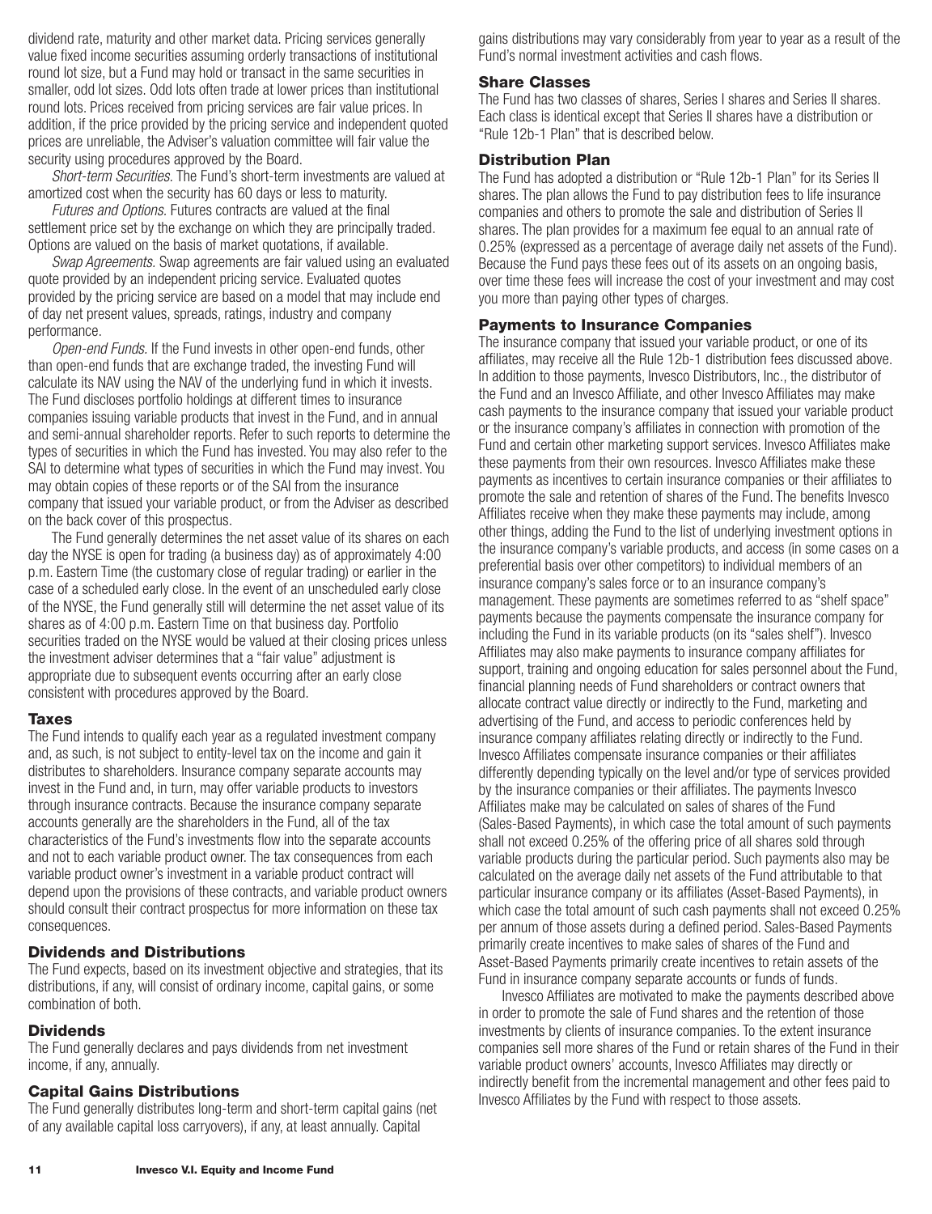dividend rate, maturity and other market data. Pricing services generally value fixed income securities assuming orderly transactions of institutional round lot size, but a Fund may hold or transact in the same securities in smaller, odd lot sizes. Odd lots often trade at lower prices than institutional round lots. Prices received from pricing services are fair value prices. In addition, if the price provided by the pricing service and independent quoted prices are unreliable, the Adviser's valuation committee will fair value the security using procedures approved by the Board.

*Short-term Securities.* The Fund's short-term investments are valued at amortized cost when the security has 60 days or less to maturity.

*Futures and Options.* Futures contracts are valued at the final settlement price set by the exchange on which they are principally traded. Options are valued on the basis of market quotations, if available.

*Swap Agreements.* Swap agreements are fair valued using an evaluated quote provided by an independent pricing service. Evaluated quotes provided by the pricing service are based on a model that may include end of day net present values, spreads, ratings, industry and company performance.

*Open-end Funds.* If the Fund invests in other open-end funds, other than open-end funds that are exchange traded, the investing Fund will calculate its NAV using the NAV of the underlying fund in which it invests. The Fund discloses portfolio holdings at different times to insurance companies issuing variable products that invest in the Fund, and in annual and semi-annual shareholder reports. Refer to such reports to determine the types of securities in which the Fund has invested. You may also refer to the SAI to determine what types of securities in which the Fund may invest. You may obtain copies of these reports or of the SAI from the insurance company that issued your variable product, or from the Adviser as described on the back cover of this prospectus.

The Fund generally determines the net asset value of its shares on each day the NYSE is open for trading (a business day) as of approximately 4:00 p.m. Eastern Time (the customary close of regular trading) or earlier in the case of a scheduled early close. In the event of an unscheduled early close of the NYSE, the Fund generally still will determine the net asset value of its shares as of 4:00 p.m. Eastern Time on that business day. Portfolio securities traded on the NYSE would be valued at their closing prices unless the investment adviser determines that a "fair value" adjustment is appropriate due to subsequent events occurring after an early close consistent with procedures approved by the Board.

## Taxes

The Fund intends to qualify each year as a regulated investment company and, as such, is not subject to entity-level tax on the income and gain it distributes to shareholders. Insurance company separate accounts may invest in the Fund and, in turn, may offer variable products to investors through insurance contracts. Because the insurance company separate accounts generally are the shareholders in the Fund, all of the tax characteristics of the Fund's investments flow into the separate accounts and not to each variable product owner. The tax consequences from each variable product owner's investment in a variable product contract will depend upon the provisions of these contracts, and variable product owners should consult their contract prospectus for more information on these tax consequences.

### Dividends and Distributions

The Fund expects, based on its investment objective and strategies, that its distributions, if any, will consist of ordinary income, capital gains, or some combination of both.

### Dividends

The Fund generally declares and pays dividends from net investment income, if any, annually.

### Capital Gains Distributions

The Fund generally distributes long-term and short-term capital gains (net of any available capital loss carryovers), if any, at least annually. Capital gains distributions may vary considerably from year to year as a result of the Fund's normal investment activities and cash flows.

### Share Classes

The Fund has two classes of shares, Series I shares and Series II shares. Each class is identical except that Series II shares have a distribution or "Rule 12b-1 Plan" that is described below.

### Distribution Plan

The Fund has adopted a distribution or "Rule 12b-1 Plan" for its Series II shares. The plan allows the Fund to pay distribution fees to life insurance companies and others to promote the sale and distribution of Series II shares. The plan provides for a maximum fee equal to an annual rate of 0.25% (expressed as a percentage of average daily net assets of the Fund). Because the Fund pays these fees out of its assets on an ongoing basis, over time these fees will increase the cost of your investment and may cost you more than paying other types of charges.

### Payments to Insurance Companies

The insurance company that issued your variable product, or one of its affiliates, may receive all the Rule 12b-1 distribution fees discussed above. In addition to those payments, Invesco Distributors, Inc., the distributor of the Fund and an Invesco Affiliate, and other Invesco Affiliates may make cash payments to the insurance company that issued your variable product or the insurance company's affiliates in connection with promotion of the Fund and certain other marketing support services. Invesco Affiliates make these payments from their own resources. Invesco Affiliates make these payments as incentives to certain insurance companies or their affiliates to promote the sale and retention of shares of the Fund. The benefits Invesco Affiliates receive when they make these payments may include, among other things, adding the Fund to the list of underlying investment options in the insurance company's variable products, and access (in some cases on a preferential basis over other competitors) to individual members of an insurance company's sales force or to an insurance company's management. These payments are sometimes referred to as "shelf space" payments because the payments compensate the insurance company for including the Fund in its variable products (on its "sales shelf"). Invesco Affiliates may also make payments to insurance company affiliates for support, training and ongoing education for sales personnel about the Fund, financial planning needs of Fund shareholders or contract owners that allocate contract value directly or indirectly to the Fund, marketing and advertising of the Fund, and access to periodic conferences held by insurance company affiliates relating directly or indirectly to the Fund. Invesco Affiliates compensate insurance companies or their affiliates differently depending typically on the level and/or type of services provided by the insurance companies or their affiliates. The payments Invesco Affiliates make may be calculated on sales of shares of the Fund (Sales-Based Payments), in which case the total amount of such payments shall not exceed 0.25% of the offering price of all shares sold through variable products during the particular period. Such payments also may be calculated on the average daily net assets of the Fund attributable to that particular insurance company or its affiliates (Asset-Based Payments), in which case the total amount of such cash payments shall not exceed 0.25% per annum of those assets during a defined period. Sales-Based Payments primarily create incentives to make sales of shares of the Fund and Asset-Based Payments primarily create incentives to retain assets of the Fund in insurance company separate accounts or funds of funds.

Invesco Affiliates are motivated to make the payments described above in order to promote the sale of Fund shares and the retention of those investments by clients of insurance companies. To the extent insurance companies sell more shares of the Fund or retain shares of the Fund in their variable product owners' accounts, Invesco Affiliates may directly or indirectly benefit from the incremental management and other fees paid to Invesco Affiliates by the Fund with respect to those assets.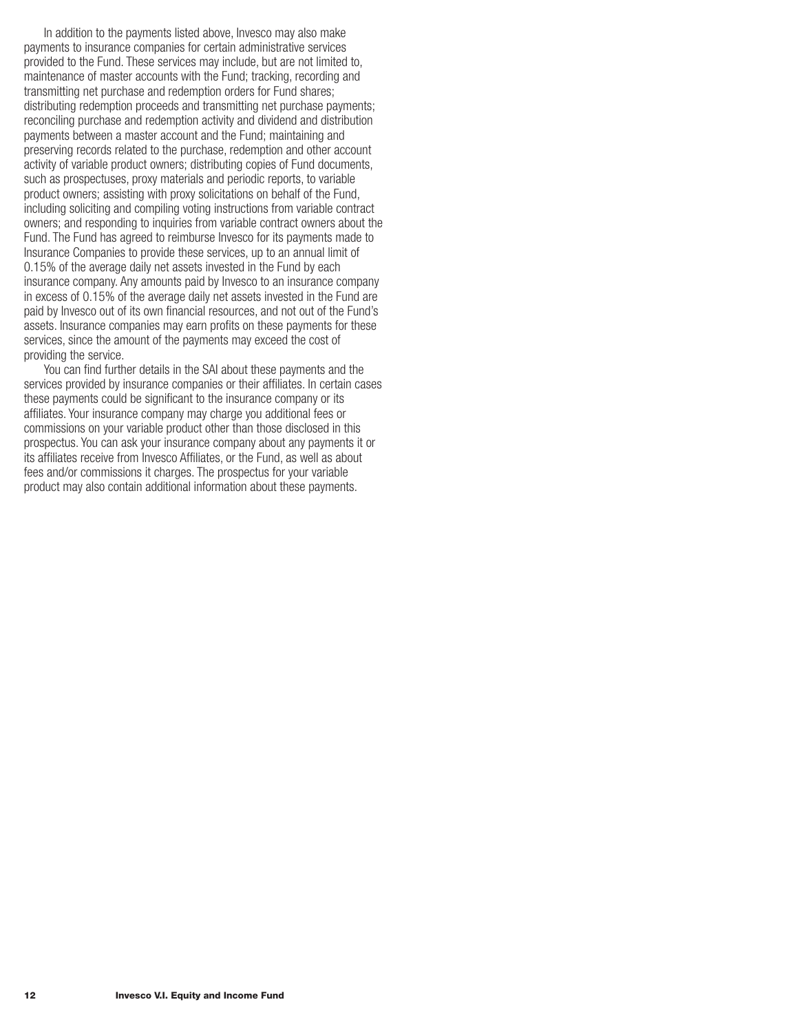In addition to the payments listed above, Invesco may also make payments to insurance companies for certain administrative services provided to the Fund. These services may include, but are not limited to, maintenance of master accounts with the Fund; tracking, recording and transmitting net purchase and redemption orders for Fund shares; distributing redemption proceeds and transmitting net purchase payments; reconciling purchase and redemption activity and dividend and distribution payments between a master account and the Fund; maintaining and preserving records related to the purchase, redemption and other account activity of variable product owners; distributing copies of Fund documents, such as prospectuses, proxy materials and periodic reports, to variable product owners; assisting with proxy solicitations on behalf of the Fund, including soliciting and compiling voting instructions from variable contract owners; and responding to inquiries from variable contract owners about the Fund. The Fund has agreed to reimburse Invesco for its payments made to Insurance Companies to provide these services, up to an annual limit of 0.15% of the average daily net assets invested in the Fund by each insurance company. Any amounts paid by Invesco to an insurance company in excess of 0.15% of the average daily net assets invested in the Fund are paid by Invesco out of its own financial resources, and not out of the Fund's assets. Insurance companies may earn profits on these payments for these services, since the amount of the payments may exceed the cost of providing the service.

You can find further details in the SAI about these payments and the services provided by insurance companies or their affiliates. In certain cases these payments could be significant to the insurance company or its affiliates. Your insurance company may charge you additional fees or commissions on your variable product other than those disclosed in this prospectus. You can ask your insurance company about any payments it or its affiliates receive from Invesco Affiliates, or the Fund, as well as about fees and/or commissions it charges. The prospectus for your variable product may also contain additional information about these payments.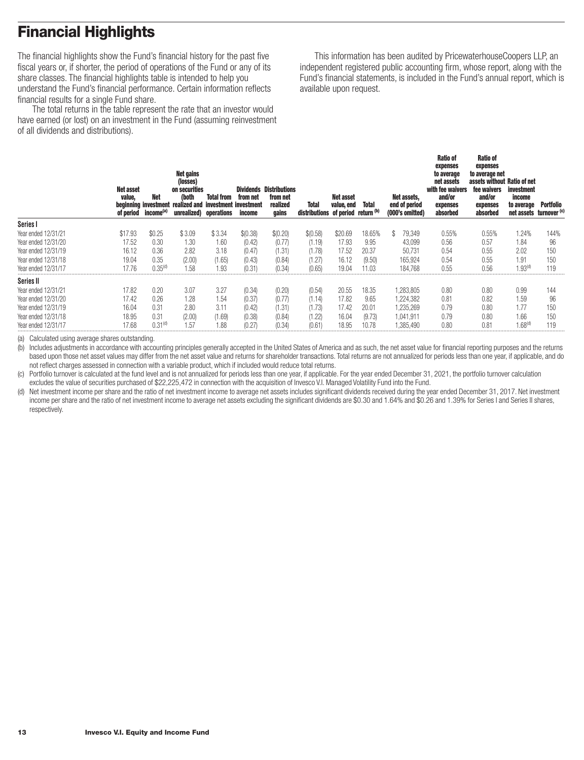# Financial Highlights

The financial highlights show the Fund's financial history for the past five fiscal years or, if shorter, the period of operations of the Fund or any of its share classes. The financial highlights table is intended to help you understand the Fund's financial performance. Certain information reflects financial results for a single Fund share.

The total returns in the table represent the rate that an investor would have earned (or lost) on an investment in the Fund (assuming reinvestment of all dividends and distributions).

This information has been audited by PricewaterhouseCoopers LLP, an independent registered public accounting firm, whose report, along with the Fund's financial statements, is included in the Fund's annual report, which is available upon request.

| | Net asset value, beginning of period | Net investment income[(a)] | Net gains (losses) on securities (both realized and unrealized) | Total from investment operations | Dividends from net investment income | Distributions from net realized gains | Total distributions | Net asset value, end of period | Total return [(b)] | Net assets, end of period (000's omitted) | Ratio of expenses to average net assets with fee waivers and/or expenses absorbed | Ratio of expenses to average net assets without fee waivers and/or expenses absorbed | Ratio of net investment income to average net assets | Portfolio turnover [(c)] |
|---|---|---|---|---|---|---|---|---|---|---|---|---|---|---|
| **Series I** | | | | | | | | | | | | | | |
| Year ended 12/31/21 | $17.93 | $0.25 | $ 3.09 | $ 3.34 | $(0.38) | $(0.20) | $(0.58) | $20.69 | 18.65% | $ 79,349 | 0.55% | 0.55% | 1.24% | 144% |
| Year ended 12/31/20 | 17.52 | 0.30 | 1.30 | 1.60 | (0.42) | (0.77) | (1.19) | 17.93 | 9.95 | 43,099 | 0.56 | 0.57 | 1.84 | 96 |
| Year ended 12/31/19 | 16.12 | 0.36 | 2.82 | 3.18 | (0.47) | (1.31) | (1.78) | 17.52 | 20.37 | 50,731 | 0.54 | 0.55 | 2.02 | 150 |
| Year ended 12/31/18 | 19.04 | 0.35 | (2.00) | (1.65) | (0.43) | (0.84) | (1.27) | 16.12 | (9.50) | 165,924 | 0.54 | 0.55 | 1.91 | 150 |
| Year ended 12/31/17 | 17.76 | 0.35[(d)] | 1.58 | 1.93 | (0.31) | (0.34) | (0.65) | 19.04 | 11.03 | 184,768 | 0.55 | 0.56 | 1.93[(d)] | 119 |
| **Series II** | | | | | | | | | | | | | | |
| Year ended 12/31/21 | 17.82 | 0.20 | 3.07 | 3.27 | (0.34) | (0.20) | (0.54) | 20.55 | 18.35 | 1,283,805 | 0.80 | 0.80 | 0.99 | 144 |
| Year ended 12/31/20 | 17.42 | 0.26 | 1.28 | 1.54 | (0.37) | (0.77) | (1.14) | 17.82 | 9.65 | 1,224,382 | 0.81 | 0.82 | 1.59 | 96 |
| Year ended 12/31/19 | 16.04 | 0.31 | 2.80 | 3.11 | (0.42) | (1.31) | (1.73) | 17.42 | 20.01 | 1,235,269 | 0.79 | 0.80 | 1.77 | 150 |
| Year ended 12/31/18 | 18.95 | 0.31 | (2.00) | (1.69) | (0.38) | (0.84) | (1.22) | 16.04 | (9.73) | 1,041,911 | 0.79 | 0.80 | 1.66 | 150 |
| Year ended 12/31/17 | 17.68 | 0.31[(d)] | 1.57 | 1.88 | (0.27) | (0.34) | (0.61) | 18.95 | 10.78 | 1,385,490 | 0.80 | 0.81 | 1.68[(d)] | 119 |

(a) Calculated using average shares outstanding.

(b) Includes adjustments in accordance with accounting principles generally accepted in the United States of America and as such, the net asset value for financial reporting purposes and the returns based upon those net asset values may differ from the net asset value and returns for shareholder transactions. Total returns are not annualized for periods less than one year, if applicable, and do not reflect charges assessed in connection with a variable product, which if included would reduce total returns.

(c) Portfolio turnover is calculated at the fund level and is not annualized for periods less than one year, if applicable. For the year ended December 31, 2021, the portfolio turnover calculation excludes the value of securities purchased of $22,225,472 in connection with the acquisition of Invesco V.I. Managed Volatility Fund into the Fund.

(d) Net investment income per share and the ratio of net investment income to average net assets includes significant dividends received during the year ended December 31, 2017. Net investment income per share and the ratio of net investment income to average net assets excluding the significant dividends are $0.30 and 1.64% and $0.26 and 1.39% for Series I and Series II shares, respectively.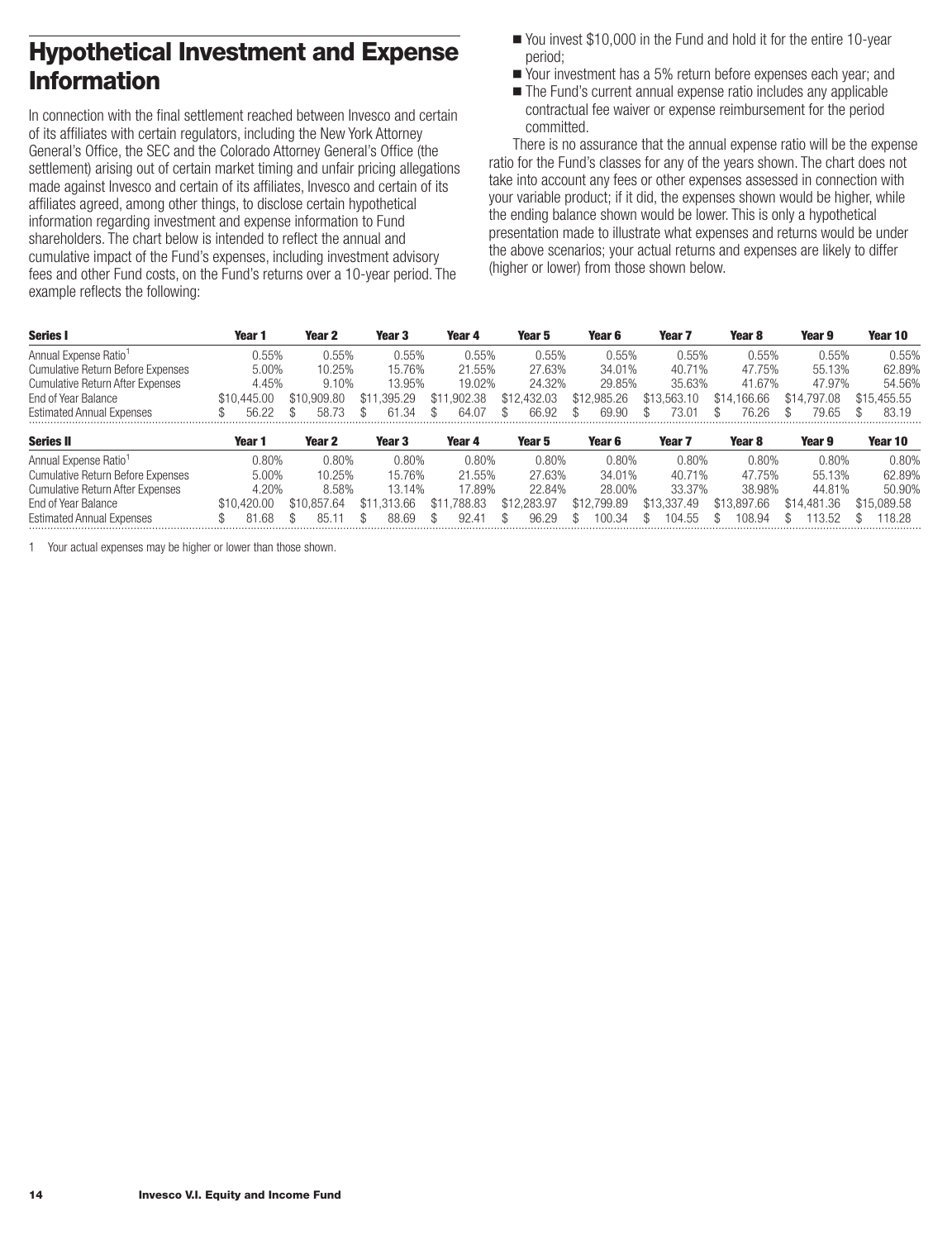## Hypothetical Investment and Expense Information

In connection with the final settlement reached between Invesco and certain of its affiliates with certain regulators, including the New York Attorney General's Office, the SEC and the Colorado Attorney General's Office (the settlement) arising out of certain market timing and unfair pricing allegations made against Invesco and certain of its affiliates, Invesco and certain of its affiliates agreed, among other things, to disclose certain hypothetical information regarding investment and expense information to Fund shareholders. The chart below is intended to reflect the annual and cumulative impact of the Fund's expenses, including investment advisory fees and other Fund costs, on the Fund's returns over a 10-year period. The example reflects the following:

- You invest $10,000 in the Fund and hold it for the entire 10-year period;
- Your investment has a 5% return before expenses each year; and
- The Fund's current annual expense ratio includes any applicable contractual fee waiver or expense reimbursement for the period committed.

There is no assurance that the annual expense ratio will be the expense ratio for the Fund's classes for any of the years shown. The chart does not take into account any fees or other expenses assessed in connection with your variable product; if it did, the expenses shown would be higher, while the ending balance shown would be lower. This is only a hypothetical presentation made to illustrate what expenses and returns would be under the above scenarios; your actual returns and expenses are likely to differ (higher or lower) from those shown below.

| Series I | Year 1 | Year 2 | Year 3 | Year 4 | Year 5 | Year 6 | Year 7 | Year 8 | Year 9 | Year 10 |
|---|---|---|---|---|---|---|---|---|---|---|
| Annual Expense Ratio[1] | 0.55% | 0.55% | 0.55% | 0.55% | 0.55% | 0.55% | 0.55% | 0.55% | 0.55% | 0.55% |
| Cumulative Return Before Expenses | 5.00% | 10.25% | 15.76% | 21.55% | 27.63% | 34.01% | 40.71% | 47.75% | 55.13% | 62.89% |
| Cumulative Return After Expenses | 4.45% | 9.10% | 13.95% | 19.02% | 24.32% | 29.85% | 35.63% | 41.67% | 47.97% | 54.56% |
| End of Year Balance | $10,445.00 | $10,909.80 | $11,395.29 | $11,902.38 | $12,432.03 | $12,985.26 | $13,563.10 | $14,166.66 | $14,797.08 | $15,455.55 |
| Estimated Annual Expenses | $ 56.22 | $ 58.73 | $ 61.34 | $ 64.07 | $ 66.92 | $ 69.90 | $ 73.01 | $ 76.26 | $ 79.65 | $ 83.19 |

| Series II | Year 1 | Year 2 | Year 3 | Year 4 | Year 5 | Year 6 | Year 7 | Year 8 | Year 9 | Year 10 |
|---|---|---|---|---|---|---|---|---|---|---|
| Annual Expense Ratio[1] | 0.80% | 0.80% | 0.80% | 0.80% | 0.80% | 0.80% | 0.80% | 0.80% | 0.80% | 0.80% |
| Cumulative Return Before Expenses | 5.00% | 10.25% | 15.76% | 21.55% | 27.63% | 34.01% | 40.71% | 47.75% | 55.13% | 62.89% |
| Cumulative Return After Expenses | 4.20% | 8.58% | 13.14% | 17.89% | 22.84% | 28.00% | 33.37% | 38.98% | 44.81% | 50.90% |
| End of Year Balance | $10,420.00 | $10,857.64 | $11,313.66 | $11,788.83 | $12,283.97 | $12,799.89 | $13,337.49 | $13,897.66 | $14,481.36 | $15,089.58 |
| Estimated Annual Expenses | $ 81.68 | $ 85.11 | $ 88.69 | $ 92.41 | $ 96.29 | $ 100.34 | $ 104.55 | $ 108.94 | $ 113.52 | $ 118.28 |

1 Your actual expenses may be higher or lower than those shown.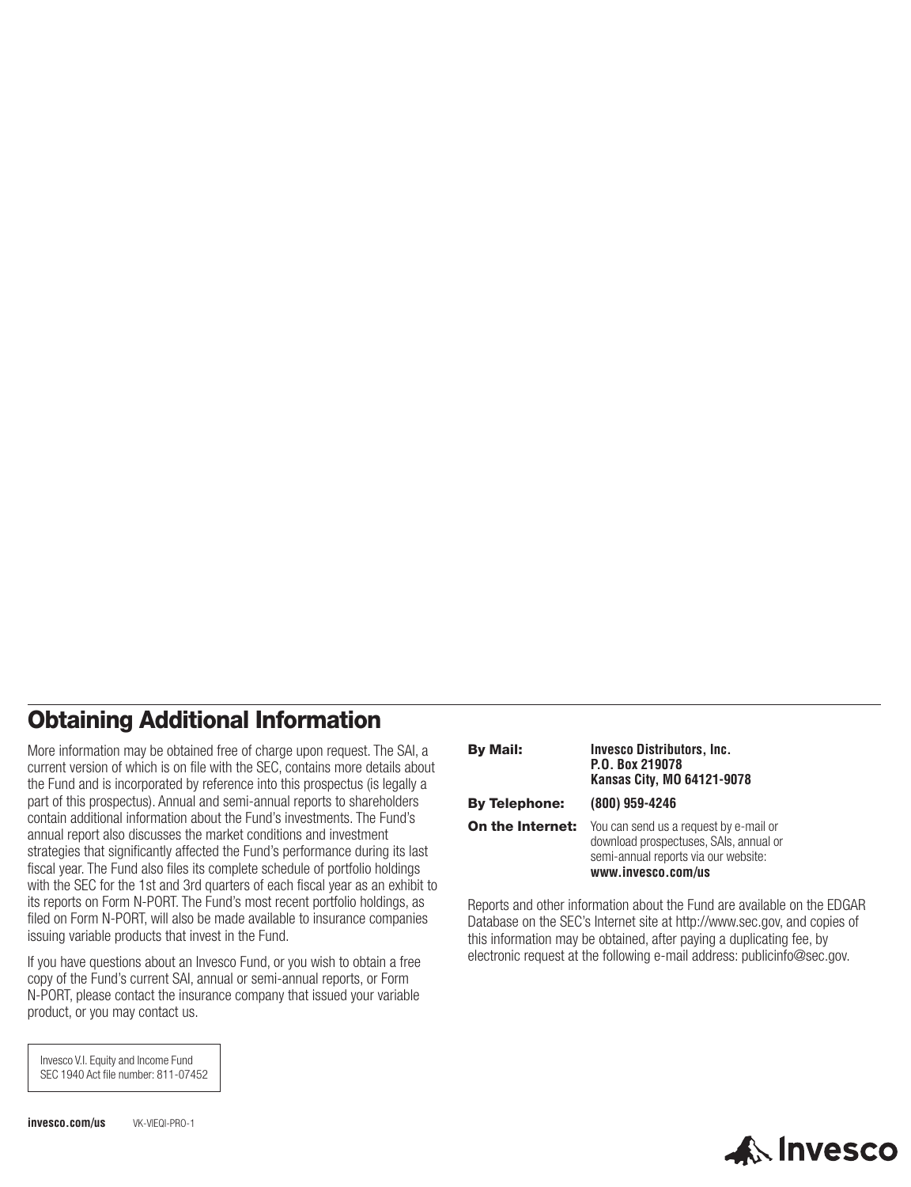## Obtaining Additional Information

More information may be obtained free of charge upon request. The SAI, a current version of which is on file with the SEC, contains more details about the Fund and is incorporated by reference into this prospectus (is legally a part of this prospectus). Annual and semi-annual reports to shareholders contain additional information about the Fund's investments. The Fund's annual report also discusses the market conditions and investment strategies that significantly affected the Fund's performance during its last fiscal year. The Fund also files its complete schedule of portfolio holdings with the SEC for the 1st and 3rd quarters of each fiscal year as an exhibit to its reports on Form N-PORT. The Fund's most recent portfolio holdings, as filed on Form N-PORT, will also be made available to insurance companies issuing variable products that invest in the Fund.

If you have questions about an Invesco Fund, or you wish to obtain a free copy of the Fund's current SAI, annual or semi-annual reports, or Form N-PORT, please contact the insurance company that issued your variable product, or you may contact us.

Invesco V.I. Equity and Income Fund
SEC 1940 Act file number: 811-07452

**By Mail:** **Invesco Distributors, Inc.**
**P.O. Box 219078**
**Kansas City, MO 64121-9078**

**By Telephone:** **(800) 959-4246**

**On the Internet:** You can send us a request by e-mail or download prospectuses, SAIs, annual or semi-annual reports via our website: **www.invesco.com/us**

Reports and other information about the Fund are available on the EDGAR Database on the SEC's Internet site at http://www.sec.gov, and copies of this information may be obtained, after paying a duplicating fee, by electronic request at the following e-mail address: publicinfo@sec.gov.

**invesco.com/us** VK-VIEQI-PRO-1

Invesco